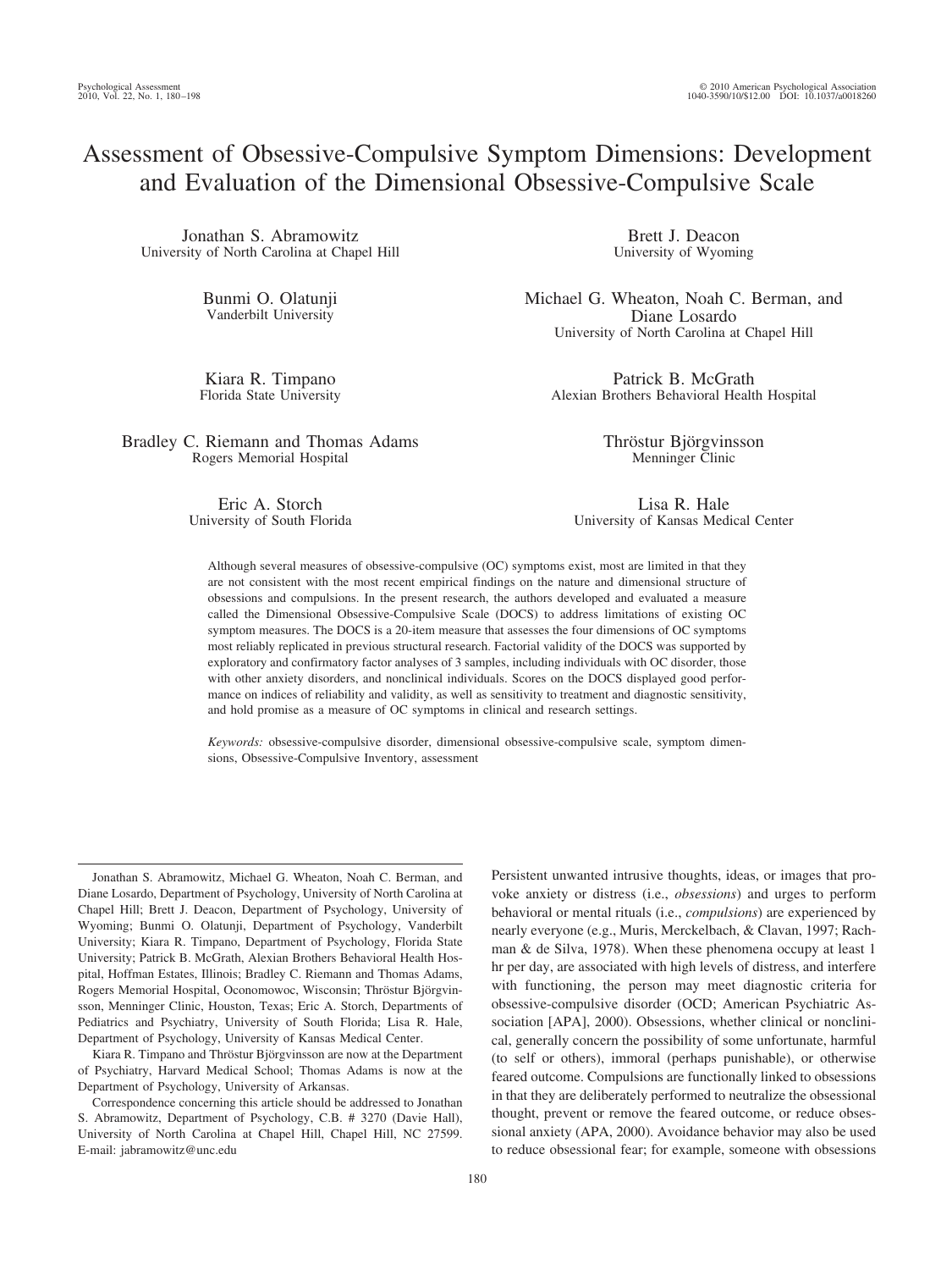# Assessment of Obsessive-Compulsive Symptom Dimensions: Development and Evaluation of the Dimensional Obsessive-Compulsive Scale

Jonathan S. Abramowitz
University of North Carolina at Chapel Hill

Brett J. Deacon
University of Wyoming

Bunmi O. Olatunji
Vanderbilt University

Michael G. Wheaton, Noah C. Berman, and Diane Losardo
University of North Carolina at Chapel Hill

Kiara R. Timpano
Florida State University

Patrick B. McGrath
Alexian Brothers Behavioral Health Hospital

Bradley C. Riemann and Thomas Adams
Rogers Memorial Hospital

Thröstur Björgvinsson
Menninger Clinic

Eric A. Storch
University of South Florida

Lisa R. Hale
University of Kansas Medical Center

Although several measures of obsessive-compulsive (OC) symptoms exist, most are limited in that they are not consistent with the most recent empirical findings on the nature and dimensional structure of obsessions and compulsions. In the present research, the authors developed and evaluated a measure called the Dimensional Obsessive-Compulsive Scale (DOCS) to address limitations of existing OC symptom measures. The DOCS is a 20-item measure that assesses the four dimensions of OC symptoms most reliably replicated in previous structural research. Factorial validity of the DOCS was supported by exploratory and confirmatory factor analyses of 3 samples, including individuals with OC disorder, those with other anxiety disorders, and nonclinical individuals. Scores on the DOCS displayed good performance on indices of reliability and validity, as well as sensitivity to treatment and diagnostic sensitivity, and hold promise as a measure of OC symptoms in clinical and research settings.

*Keywords:* obsessive-compulsive disorder, dimensional obsessive-compulsive scale, symptom dimensions, Obsessive-Compulsive Inventory, assessment

Jonathan S. Abramowitz, Michael G. Wheaton, Noah C. Berman, and Diane Losardo, Department of Psychology, University of North Carolina at Chapel Hill; Brett J. Deacon, Department of Psychology, University of Wyoming; Bunmi O. Olatunji, Department of Psychology, Vanderbilt University; Kiara R. Timpano, Department of Psychology, Florida State University; Patrick B. McGrath, Alexian Brothers Behavioral Health Hospital, Hoffman Estates, Illinois; Bradley C. Riemann and Thomas Adams, Rogers Memorial Hospital, Oconomowoc, Wisconsin; Thröstur Björgvinsson, Menninger Clinic, Houston, Texas; Eric A. Storch, Departments of Pediatrics and Psychiatry, University of South Florida; Lisa R. Hale, Department of Psychology, University of Kansas Medical Center.

Kiara R. Timpano and Thröstur Björgvinsson are now at the Department of Psychiatry, Harvard Medical School; Thomas Adams is now at the Department of Psychology, University of Arkansas.

Correspondence concerning this article should be addressed to Jonathan S. Abramowitz, Department of Psychology, C.B. # 3270 (Davie Hall), University of North Carolina at Chapel Hill, Chapel Hill, NC 27599. E-mail: jabramowitz@unc.edu

Persistent unwanted intrusive thoughts, ideas, or images that provoke anxiety or distress (i.e., *obsessions*) and urges to perform behavioral or mental rituals (i.e., *compulsions*) are experienced by nearly everyone (e.g., Muris, Merckelbach, & Clavan, 1997; Rachman & de Silva, 1978). When these phenomena occupy at least 1 hr per day, are associated with high levels of distress, and interfere with functioning, the person may meet diagnostic criteria for obsessive-compulsive disorder (OCD; American Psychiatric Association [APA], 2000). Obsessions, whether clinical or nonclinical, generally concern the possibility of some unfortunate, harmful (to self or others), immoral (perhaps punishable), or otherwise feared outcome. Compulsions are functionally linked to obsessions in that they are deliberately performed to neutralize the obsessional thought, prevent or remove the feared outcome, or reduce obsessional anxiety (APA, 2000). Avoidance behavior may also be used to reduce obsessional fear; for example, someone with obsessions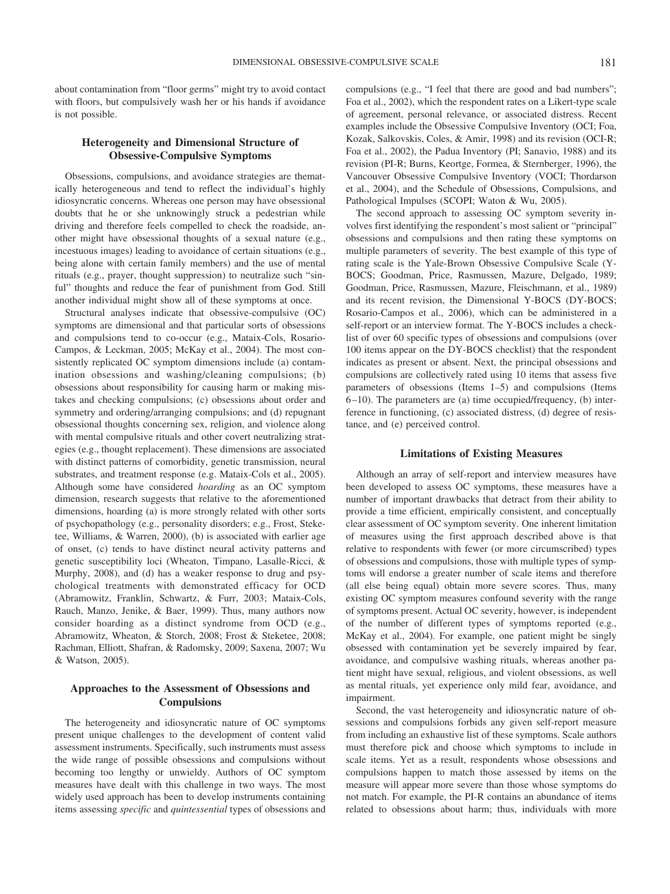about contamination from "floor germs" might try to avoid contact with floors, but compulsively wash her or his hands if avoidance is not possible.

## Heterogeneity and Dimensional Structure of Obsessive-Compulsive Symptoms

Obsessions, compulsions, and avoidance strategies are thematically heterogeneous and tend to reflect the individual's highly idiosyncratic concerns. Whereas one person may have obsessional doubts that he or she unknowingly struck a pedestrian while driving and therefore feels compelled to check the roadside, another might have obsessional thoughts of a sexual nature (e.g., incestuous images) leading to avoidance of certain situations (e.g., being alone with certain family members) and the use of mental rituals (e.g., prayer, thought suppression) to neutralize such "sinful" thoughts and reduce the fear of punishment from God. Still another individual might show all of these symptoms at once.

Structural analyses indicate that obsessive-compulsive (OC) symptoms are dimensional and that particular sorts of obsessions and compulsions tend to co-occur (e.g., Mataix-Cols, Rosario-Campos, & Leckman, 2005; McKay et al., 2004). The most consistently replicated OC symptom dimensions include (a) contamination obsessions and washing/cleaning compulsions; (b) obsessions about responsibility for causing harm or making mistakes and checking compulsions; (c) obsessions about order and symmetry and ordering/arranging compulsions; and (d) repugnant obsessional thoughts concerning sex, religion, and violence along with mental compulsive rituals and other covert neutralizing strategies (e.g., thought replacement). These dimensions are associated with distinct patterns of comorbidity, genetic transmission, neural substrates, and treatment response (e.g. Mataix-Cols et al., 2005). Although some have considered *hoarding* as an OC symptom dimension, research suggests that relative to the aforementioned dimensions, hoarding (a) is more strongly related with other sorts of psychopathology (e.g., personality disorders; e.g., Frost, Steketee, Williams, & Warren, 2000), (b) is associated with earlier age of onset, (c) tends to have distinct neural activity patterns and genetic susceptibility loci (Wheaton, Timpano, Lasalle-Ricci, & Murphy, 2008), and (d) has a weaker response to drug and psychological treatments with demonstrated efficacy for OCD (Abramowitz, Franklin, Schwartz, & Furr, 2003; Mataix-Cols, Rauch, Manzo, Jenike, & Baer, 1999). Thus, many authors now consider hoarding as a distinct syndrome from OCD (e.g., Abramowitz, Wheaton, & Storch, 2008; Frost & Steketee, 2008; Rachman, Elliott, Shafran, & Radomsky, 2009; Saxena, 2007; Wu & Watson, 2005).

## Approaches to the Assessment of Obsessions and Compulsions

The heterogeneity and idiosyncratic nature of OC symptoms present unique challenges to the development of content valid assessment instruments. Specifically, such instruments must assess the wide range of possible obsessions and compulsions without becoming too lengthy or unwieldy. Authors of OC symptom measures have dealt with this challenge in two ways. The most widely used approach has been to develop instruments containing items assessing *specific* and *quintessential* types of obsessions and compulsions (e.g., "I feel that there are good and bad numbers"; Foa et al., 2002), which the respondent rates on a Likert-type scale of agreement, personal relevance, or associated distress. Recent examples include the Obsessive Compulsive Inventory (OCI; Foa, Kozak, Salkovskis, Coles, & Amir, 1998) and its revision (OCI-R; Foa et al., 2002), the Padua Inventory (PI; Sanavio, 1988) and its revision (PI-R; Burns, Keortge, Formea, & Sternberger, 1996), the Vancouver Obsessive Compulsive Inventory (VOCI; Thordarson et al., 2004), and the Schedule of Obsessions, Compulsions, and Pathological Impulses (SCOPI; Waton & Wu, 2005).

The second approach to assessing OC symptom severity involves first identifying the respondent's most salient or "principal" obsessions and compulsions and then rating these symptoms on multiple parameters of severity. The best example of this type of rating scale is the Yale-Brown Obsessive Compulsive Scale (Y-BOCS; Goodman, Price, Rasmussen, Mazure, Delgado, 1989; Goodman, Price, Rasmussen, Mazure, Fleischmann, et al., 1989) and its recent revision, the Dimensional Y-BOCS (DY-BOCS; Rosario-Campos et al., 2006), which can be administered in a self-report or an interview format. The Y-BOCS includes a checklist of over 60 specific types of obsessions and compulsions (over 100 items appear on the DY-BOCS checklist) that the respondent indicates as present or absent. Next, the principal obsessions and compulsions are collectively rated using 10 items that assess five parameters of obsessions (Items 1–5) and compulsions (Items 6–10). The parameters are (a) time occupied/frequency, (b) interference in functioning, (c) associated distress, (d) degree of resistance, and (e) perceived control.

## Limitations of Existing Measures

Although an array of self-report and interview measures have been developed to assess OC symptoms, these measures have a number of important drawbacks that detract from their ability to provide a time efficient, empirically consistent, and conceptually clear assessment of OC symptom severity. One inherent limitation of measures using the first approach described above is that relative to respondents with fewer (or more circumscribed) types of obsessions and compulsions, those with multiple types of symptoms will endorse a greater number of scale items and therefore (all else being equal) obtain more severe scores. Thus, many existing OC symptom measures confound severity with the range of symptoms present. Actual OC severity, however, is independent of the number of different types of symptoms reported (e.g., McKay et al., 2004). For example, one patient might be singly obsessed with contamination yet be severely impaired by fear, avoidance, and compulsive washing rituals, whereas another patient might have sexual, religious, and violent obsessions, as well as mental rituals, yet experience only mild fear, avoidance, and impairment.

Second, the vast heterogeneity and idiosyncratic nature of obsessions and compulsions forbids any given self-report measure from including an exhaustive list of these symptoms. Scale authors must therefore pick and choose which symptoms to include in scale items. Yet as a result, respondents whose obsessions and compulsions happen to match those assessed by items on the measure will appear more severe than those whose symptoms do not match. For example, the PI-R contains an abundance of items related to obsessions about harm; thus, individuals with more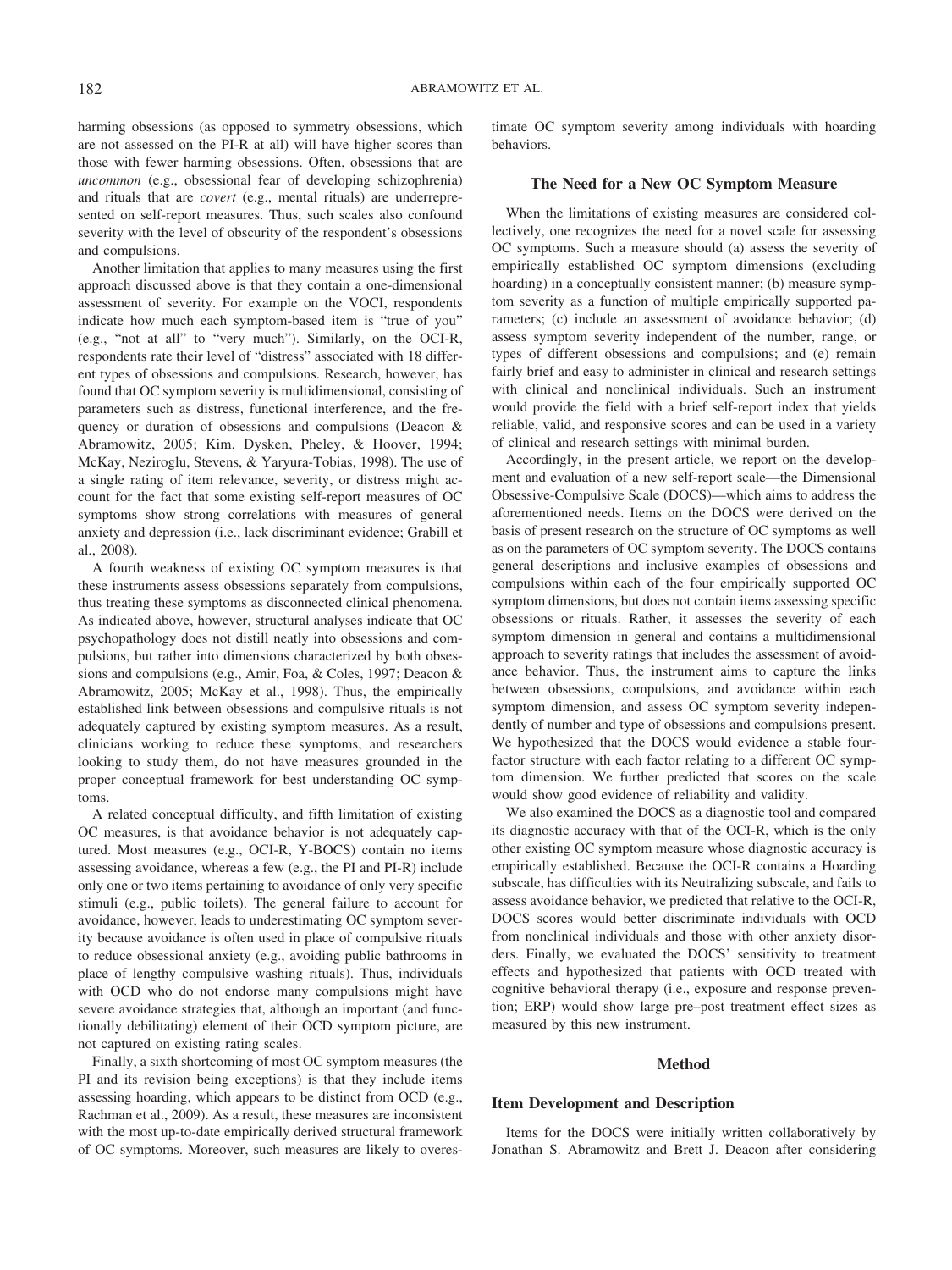harming obsessions (as opposed to symmetry obsessions, which are not assessed on the PI-R at all) will have higher scores than those with fewer harming obsessions. Often, obsessions that are *uncommon* (e.g., obsessional fear of developing schizophrenia) and rituals that are *covert* (e.g., mental rituals) are underrepresented on self-report measures. Thus, such scales also confound severity with the level of obscurity of the respondent's obsessions and compulsions.

Another limitation that applies to many measures using the first approach discussed above is that they contain a one-dimensional assessment of severity. For example on the VOCI, respondents indicate how much each symptom-based item is "true of you" (e.g., "not at all" to "very much"). Similarly, on the OCI-R, respondents rate their level of "distress" associated with 18 different types of obsessions and compulsions. Research, however, has found that OC symptom severity is multidimensional, consisting of parameters such as distress, functional interference, and the frequency or duration of obsessions and compulsions (Deacon & Abramowitz, 2005; Kim, Dysken, Pheley, & Hoover, 1994; McKay, Neziroglu, Stevens, & Yaryura-Tobias, 1998). The use of a single rating of item relevance, severity, or distress might account for the fact that some existing self-report measures of OC symptoms show strong correlations with measures of general anxiety and depression (i.e., lack discriminant evidence; Grabill et al., 2008).

A fourth weakness of existing OC symptom measures is that these instruments assess obsessions separately from compulsions, thus treating these symptoms as disconnected clinical phenomena. As indicated above, however, structural analyses indicate that OC psychopathology does not distill neatly into obsessions and compulsions, but rather into dimensions characterized by both obsessions and compulsions (e.g., Amir, Foa, & Coles, 1997; Deacon & Abramowitz, 2005; McKay et al., 1998). Thus, the empirically established link between obsessions and compulsive rituals is not adequately captured by existing symptom measures. As a result, clinicians working to reduce these symptoms, and researchers looking to study them, do not have measures grounded in the proper conceptual framework for best understanding OC symptoms.

A related conceptual difficulty, and fifth limitation of existing OC measures, is that avoidance behavior is not adequately captured. Most measures (e.g., OCI-R, Y-BOCS) contain no items assessing avoidance, whereas a few (e.g., the PI and PI-R) include only one or two items pertaining to avoidance of only very specific stimuli (e.g., public toilets). The general failure to account for avoidance, however, leads to underestimating OC symptom severity because avoidance is often used in place of compulsive rituals to reduce obsessional anxiety (e.g., avoiding public bathrooms in place of lengthy compulsive washing rituals). Thus, individuals with OCD who do not endorse many compulsions might have severe avoidance strategies that, although an important (and functionally debilitating) element of their OCD symptom picture, are not captured on existing rating scales.

Finally, a sixth shortcoming of most OC symptom measures (the PI and its revision being exceptions) is that they include items assessing hoarding, which appears to be distinct from OCD (e.g., Rachman et al., 2009). As a result, these measures are inconsistent with the most up-to-date empirically derived structural framework of OC symptoms. Moreover, such measures are likely to overestimate OC symptom severity among individuals with hoarding behaviors.

## The Need for a New OC Symptom Measure

When the limitations of existing measures are considered collectively, one recognizes the need for a novel scale for assessing OC symptoms. Such a measure should (a) assess the severity of empirically established OC symptom dimensions (excluding hoarding) in a conceptually consistent manner; (b) measure symptom severity as a function of multiple empirically supported parameters; (c) include an assessment of avoidance behavior; (d) assess symptom severity independent of the number, range, or types of different obsessions and compulsions; and (e) remain fairly brief and easy to administer in clinical and research settings with clinical and nonclinical individuals. Such an instrument would provide the field with a brief self-report index that yields reliable, valid, and responsive scores and can be used in a variety of clinical and research settings with minimal burden.

Accordingly, in the present article, we report on the development and evaluation of a new self-report scale—the Dimensional Obsessive-Compulsive Scale (DOCS)—which aims to address the aforementioned needs. Items on the DOCS were derived on the basis of present research on the structure of OC symptoms as well as on the parameters of OC symptom severity. The DOCS contains general descriptions and inclusive examples of obsessions and compulsions within each of the four empirically supported OC symptom dimensions, but does not contain items assessing specific obsessions or rituals. Rather, it assesses the severity of each symptom dimension in general and contains a multidimensional approach to severity ratings that includes the assessment of avoidance behavior. Thus, the instrument aims to capture the links between obsessions, compulsions, and avoidance within each symptom dimension, and assess OC symptom severity independently of number and type of obsessions and compulsions present. We hypothesized that the DOCS would evidence a stable four-factor structure with each factor relating to a different OC symptom dimension. We further predicted that scores on the scale would show good evidence of reliability and validity.

We also examined the DOCS as a diagnostic tool and compared its diagnostic accuracy with that of the OCI-R, which is the only other existing OC symptom measure whose diagnostic accuracy is empirically established. Because the OCI-R contains a Hoarding subscale, has difficulties with its Neutralizing subscale, and fails to assess avoidance behavior, we predicted that relative to the OCI-R, DOCS scores would better discriminate individuals with OCD from nonclinical individuals and those with other anxiety disorders. Finally, we evaluated the DOCS' sensitivity to treatment effects and hypothesized that patients with OCD treated with cognitive behavioral therapy (i.e., exposure and response prevention; ERP) would show large pre–post treatment effect sizes as measured by this new instrument.

## Method

### Item Development and Description

Items for the DOCS were initially written collaboratively by Jonathan S. Abramowitz and Brett J. Deacon after considering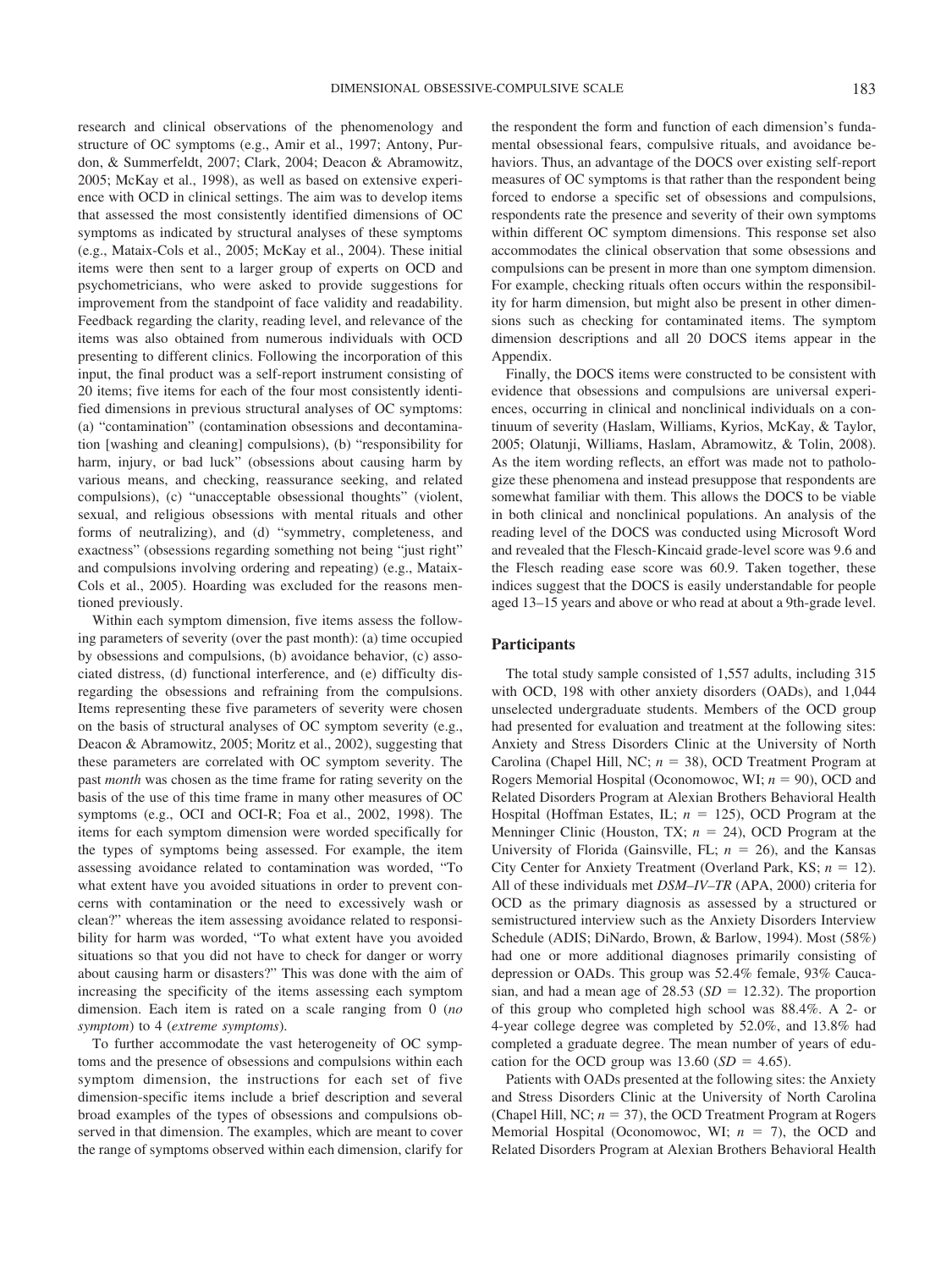research and clinical observations of the phenomenology and structure of OC symptoms (e.g., Amir et al., 1997; Antony, Purdon, & Summerfeldt, 2007; Clark, 2004; Deacon & Abramowitz, 2005; McKay et al., 1998), as well as based on extensive experience with OCD in clinical settings. The aim was to develop items that assessed the most consistently identified dimensions of OC symptoms as indicated by structural analyses of these symptoms (e.g., Mataix-Cols et al., 2005; McKay et al., 2004). These initial items were then sent to a larger group of experts on OCD and psychometricians, who were asked to provide suggestions for improvement from the standpoint of face validity and readability. Feedback regarding the clarity, reading level, and relevance of the items was also obtained from numerous individuals with OCD presenting to different clinics. Following the incorporation of this input, the final product was a self-report instrument consisting of 20 items; five items for each of the four most consistently identified dimensions in previous structural analyses of OC symptoms: (a) "contamination" (contamination obsessions and decontamination [washing and cleaning] compulsions), (b) "responsibility for harm, injury, or bad luck" (obsessions about causing harm by various means, and checking, reassurance seeking, and related compulsions), (c) "unacceptable obsessional thoughts" (violent, sexual, and religious obsessions with mental rituals and other forms of neutralizing), and (d) "symmetry, completeness, and exactness" (obsessions regarding something not being "just right" and compulsions involving ordering and repeating) (e.g., Mataix-Cols et al., 2005). Hoarding was excluded for the reasons mentioned previously.

Within each symptom dimension, five items assess the following parameters of severity (over the past month): (a) time occupied by obsessions and compulsions, (b) avoidance behavior, (c) associated distress, (d) functional interference, and (e) difficulty disregarding the obsessions and refraining from the compulsions. Items representing these five parameters of severity were chosen on the basis of structural analyses of OC symptom severity (e.g., Deacon & Abramowitz, 2005; Moritz et al., 2002), suggesting that these parameters are correlated with OC symptom severity. The past *month* was chosen as the time frame for rating severity on the basis of the use of this time frame in many other measures of OC symptoms (e.g., OCI and OCI-R; Foa et al., 2002, 1998). The items for each symptom dimension were worded specifically for the types of symptoms being assessed. For example, the item assessing avoidance related to contamination was worded, "To what extent have you avoided situations in order to prevent concerns with contamination or the need to excessively wash or clean?" whereas the item assessing avoidance related to responsibility for harm was worded, "To what extent have you avoided situations so that you did not have to check for danger or worry about causing harm or disasters?" This was done with the aim of increasing the specificity of the items assessing each symptom dimension. Each item is rated on a scale ranging from 0 (*no symptom*) to 4 (*extreme symptoms*).

To further accommodate the vast heterogeneity of OC symptoms and the presence of obsessions and compulsions within each symptom dimension, the instructions for each set of five dimension-specific items include a brief description and several broad examples of the types of obsessions and compulsions observed in that dimension. The examples, which are meant to cover the range of symptoms observed within each dimension, clarify for the respondent the form and function of each dimension's fundamental obsessional fears, compulsive rituals, and avoidance behaviors. Thus, an advantage of the DOCS over existing self-report measures of OC symptoms is that rather than the respondent being forced to endorse a specific set of obsessions and compulsions, respondents rate the presence and severity of their own symptoms within different OC symptom dimensions. This response set also accommodates the clinical observation that some obsessions and compulsions can be present in more than one symptom dimension. For example, checking rituals often occurs within the responsibility for harm dimension, but might also be present in other dimensions such as checking for contaminated items. The symptom dimension descriptions and all 20 DOCS items appear in the Appendix.

Finally, the DOCS items were constructed to be consistent with evidence that obsessions and compulsions are universal experiences, occurring in clinical and nonclinical individuals on a continuum of severity (Haslam, Williams, Kyrios, McKay, & Taylor, 2005; Olatunji, Williams, Haslam, Abramowitz, & Tolin, 2008). As the item wording reflects, an effort was made not to pathologize these phenomena and instead presuppose that respondents are somewhat familiar with them. This allows the DOCS to be viable in both clinical and nonclinical populations. An analysis of the reading level of the DOCS was conducted using Microsoft Word and revealed that the Flesch-Kincaid grade-level score was 9.6 and the Flesch reading ease score was 60.9. Taken together, these indices suggest that the DOCS is easily understandable for people aged 13–15 years and above or who read at about a 9th-grade level.

### Participants

The total study sample consisted of 1,557 adults, including 315 with OCD, 198 with other anxiety disorders (OADs), and 1,044 unselected undergraduate students. Members of the OCD group had presented for evaluation and treatment at the following sites: Anxiety and Stress Disorders Clinic at the University of North Carolina (Chapel Hill, NC; $n = 38$), OCD Treatment Program at Rogers Memorial Hospital (Oconomowoc, WI; $n = 90$), OCD and Related Disorders Program at Alexian Brothers Behavioral Health Hospital (Hoffman Estates, IL; $n = 125$), OCD Program at the Menninger Clinic (Houston, TX; $n = 24$), OCD Program at the University of Florida (Gainsville, FL; $n = 26$), and the Kansas City Center for Anxiety Treatment (Overland Park, KS; $n = 12$). All of these individuals met *DSM–IV–TR* (APA, 2000) criteria for OCD as the primary diagnosis as assessed by a structured or semistructured interview such as the Anxiety Disorders Interview Schedule (ADIS; DiNardo, Brown, & Barlow, 1994). Most (58%) had one or more additional diagnoses primarily consisting of depression or OADs. This group was 52.4% female, 93% Caucasian, and had a mean age of 28.53 ($SD = 12.32$). The proportion of this group who completed high school was 88.4%. A 2- or 4-year college degree was completed by 52.0%, and 13.8% had completed a graduate degree. The mean number of years of education for the OCD group was 13.60 ($SD = 4.65$).

Patients with OADs presented at the following sites: the Anxiety and Stress Disorders Clinic at the University of North Carolina (Chapel Hill, NC; $n = 37$), the OCD Treatment Program at Rogers Memorial Hospital (Oconomowoc, WI; $n = 7$), the OCD and Related Disorders Program at Alexian Brothers Behavioral Health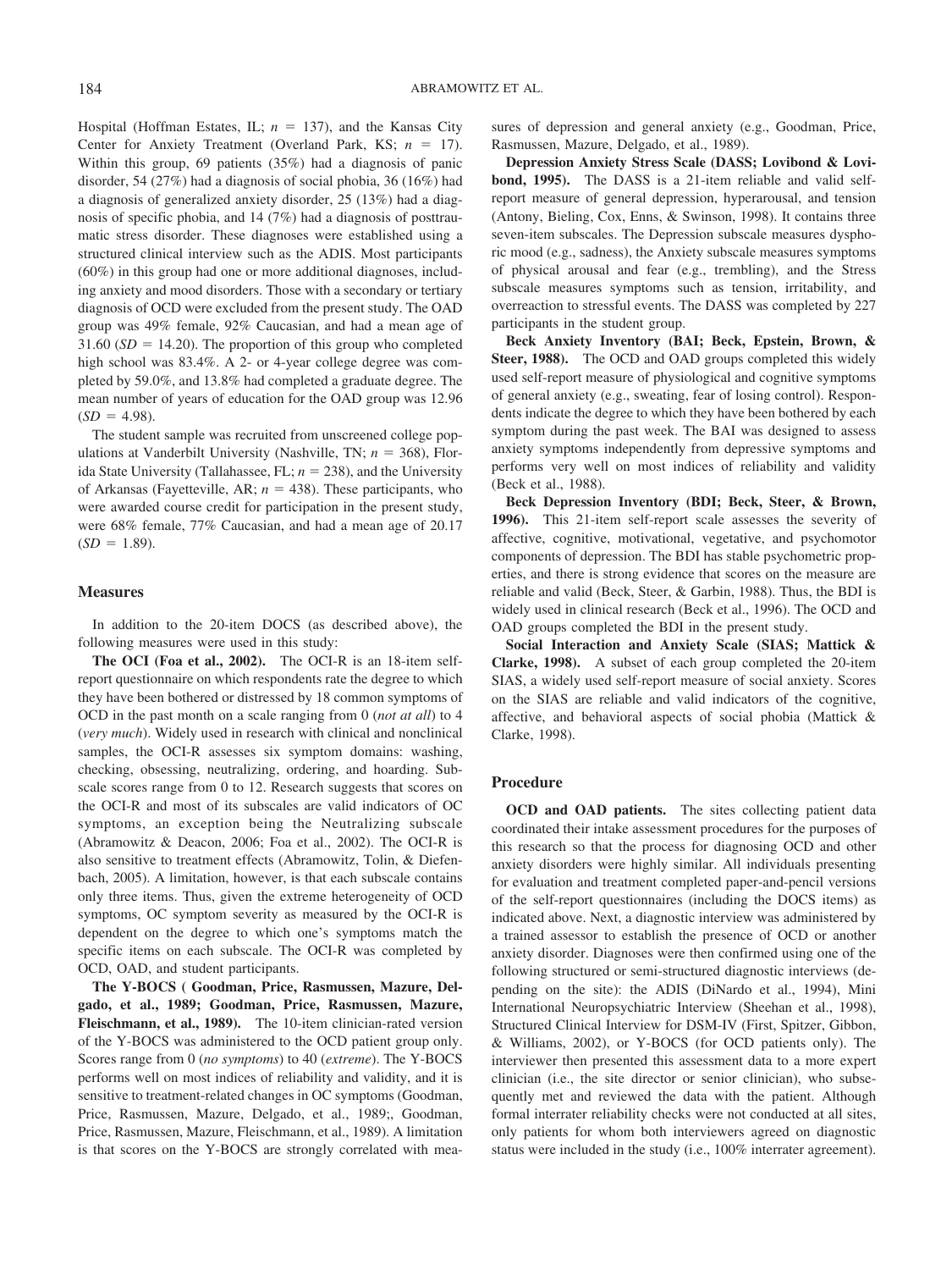Hospital (Hoffman Estates, IL; $n = 137$), and the Kansas City Center for Anxiety Treatment (Overland Park, KS; $n = 17$). Within this group, 69 patients (35%) had a diagnosis of panic disorder, 54 (27%) had a diagnosis of social phobia, 36 (16%) had a diagnosis of generalized anxiety disorder, 25 (13%) had a diagnosis of specific phobia, and 14 (7%) had a diagnosis of posttraumatic stress disorder. These diagnoses were established using a structured clinical interview such as the ADIS. Most participants (60%) in this group had one or more additional diagnoses, including anxiety and mood disorders. Those with a secondary or tertiary diagnosis of OCD were excluded from the present study. The OAD group was 49% female, 92% Caucasian, and had a mean age of 31.60 ($SD = 14.20$). The proportion of this group who completed high school was 83.4%. A 2- or 4-year college degree was completed by 59.0%, and 13.8% had completed a graduate degree. The mean number of years of education for the OAD group was 12.96 ($SD = 4.98$).

The student sample was recruited from unscreened college populations at Vanderbilt University (Nashville, TN; $n = 368$), Florida State University (Tallahassee, FL; $n = 238$), and the University of Arkansas (Fayetteville, AR; $n = 438$). These participants, who were awarded course credit for participation in the present study, were 68% female, 77% Caucasian, and had a mean age of 20.17 ($SD = 1.89$).

## Measures

In addition to the 20-item DOCS (as described above), the following measures were used in this study:

**The OCI (Foa et al., 2002).** The OCI-R is an 18-item self-report questionnaire on which respondents rate the degree to which they have been bothered or distressed by 18 common symptoms of OCD in the past month on a scale ranging from 0 (*not at all*) to 4 (*very much*). Widely used in research with clinical and nonclinical samples, the OCI-R assesses six symptom domains: washing, checking, obsessing, neutralizing, ordering, and hoarding. Subscale scores range from 0 to 12. Research suggests that scores on the OCI-R and most of its subscales are valid indicators of OC symptoms, an exception being the Neutralizing subscale (Abramowitz & Deacon, 2006; Foa et al., 2002). The OCI-R is also sensitive to treatment effects (Abramowitz, Tolin, & Diefenbach, 2005). A limitation, however, is that each subscale contains only three items. Thus, given the extreme heterogeneity of OCD symptoms, OC symptom severity as measured by the OCI-R is dependent on the degree to which one's symptoms match the specific items on each subscale. The OCI-R was completed by OCD, OAD, and student participants.

**The Y-BOCS ( Goodman, Price, Rasmussen, Mazure, Delgado, et al., 1989; Goodman, Price, Rasmussen, Mazure, Fleischmann, et al., 1989).** The 10-item clinician-rated version of the Y-BOCS was administered to the OCD patient group only. Scores range from 0 (*no symptoms*) to 40 (*extreme*). The Y-BOCS performs well on most indices of reliability and validity, and it is sensitive to treatment-related changes in OC symptoms (Goodman, Price, Rasmussen, Mazure, Delgado, et al., 1989;, Goodman, Price, Rasmussen, Mazure, Fleischmann, et al., 1989). A limitation is that scores on the Y-BOCS are strongly correlated with measures of depression and general anxiety (e.g., Goodman, Price, Rasmussen, Mazure, Delgado, et al., 1989).

**Depression Anxiety Stress Scale (DASS; Lovibond & Lovibond, 1995).** The DASS is a 21-item reliable and valid self-report measure of general depression, hyperarousal, and tension (Antony, Bieling, Cox, Enns, & Swinson, 1998). It contains three seven-item subscales. The Depression subscale measures dysphoric mood (e.g., sadness), the Anxiety subscale measures symptoms of physical arousal and fear (e.g., trembling), and the Stress subscale measures symptoms such as tension, irritability, and overreaction to stressful events. The DASS was completed by 227 participants in the student group.

**Beck Anxiety Inventory (BAI; Beck, Epstein, Brown, & Steer, 1988).** The OCD and OAD groups completed this widely used self-report measure of physiological and cognitive symptoms of general anxiety (e.g., sweating, fear of losing control). Respondents indicate the degree to which they have been bothered by each symptom during the past week. The BAI was designed to assess anxiety symptoms independently from depressive symptoms and performs very well on most indices of reliability and validity (Beck et al., 1988).

**Beck Depression Inventory (BDI; Beck, Steer, & Brown, 1996).** This 21-item self-report scale assesses the severity of affective, cognitive, motivational, vegetative, and psychomotor components of depression. The BDI has stable psychometric properties, and there is strong evidence that scores on the measure are reliable and valid (Beck, Steer, & Garbin, 1988). Thus, the BDI is widely used in clinical research (Beck et al., 1996). The OCD and OAD groups completed the BDI in the present study.

**Social Interaction and Anxiety Scale (SIAS; Mattick & Clarke, 1998).** A subset of each group completed the 20-item SIAS, a widely used self-report measure of social anxiety. Scores on the SIAS are reliable and valid indicators of the cognitive, affective, and behavioral aspects of social phobia (Mattick & Clarke, 1998).

## Procedure

**OCD and OAD patients.** The sites collecting patient data coordinated their intake assessment procedures for the purposes of this research so that the process for diagnosing OCD and other anxiety disorders were highly similar. All individuals presenting for evaluation and treatment completed paper-and-pencil versions of the self-report questionnaires (including the DOCS items) as indicated above. Next, a diagnostic interview was administered by a trained assessor to establish the presence of OCD or another anxiety disorder. Diagnoses were then confirmed using one of the following structured or semi-structured diagnostic interviews (depending on the site): the ADIS (DiNardo et al., 1994), Mini International Neuropsychiatric Interview (Sheehan et al., 1998), Structured Clinical Interview for DSM-IV (First, Spitzer, Gibbon, & Williams, 2002), or Y-BOCS (for OCD patients only). The interviewer then presented this assessment data to a more expert clinician (i.e., the site director or senior clinician), who subsequently met and reviewed the data with the patient. Although formal interrater reliability checks were not conducted at all sites, only patients for whom both interviewers agreed on diagnostic status were included in the study (i.e., 100% interrater agreement).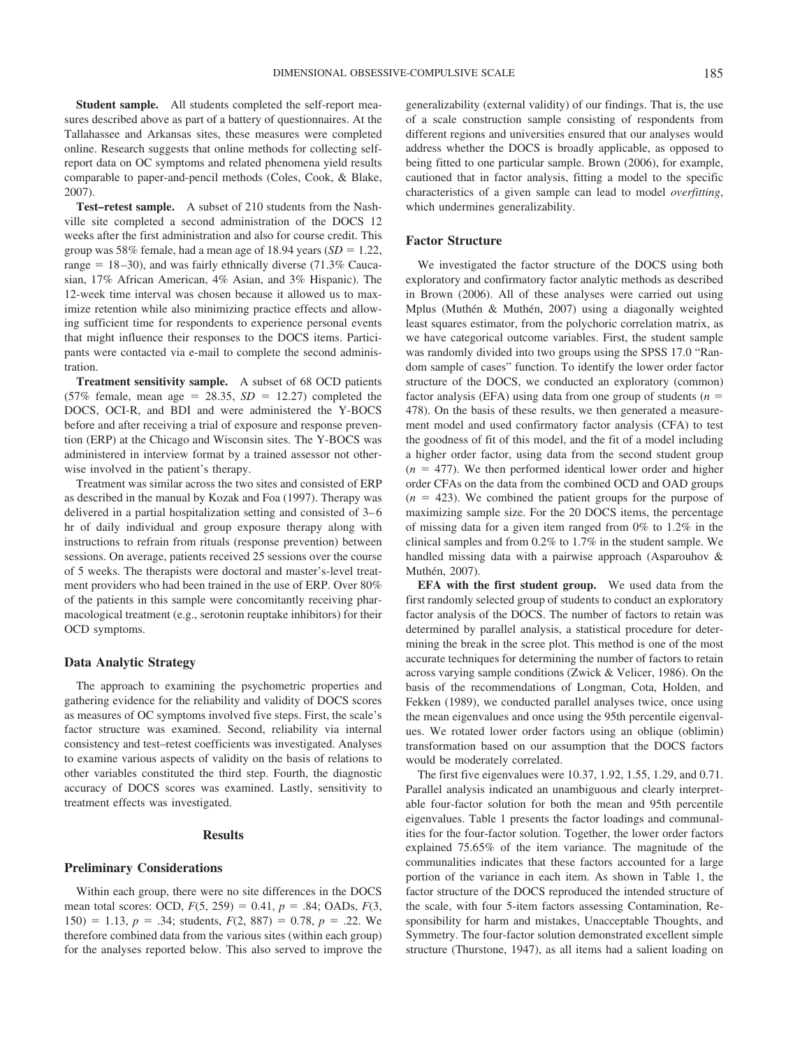**Student sample.** All students completed the self-report measures described above as part of a battery of questionnaires. At the Tallahassee and Arkansas sites, these measures were completed online. Research suggests that online methods for collecting self-report data on OC symptoms and related phenomena yield results comparable to paper-and-pencil methods (Coles, Cook, & Blake, 2007).

**Test–retest sample.** A subset of 210 students from the Nashville site completed a second administration of the DOCS 12 weeks after the first administration and also for course credit. This group was 58% female, had a mean age of 18.94 years ($SD = 1.22$, range = 18–30), and was fairly ethnically diverse (71.3% Caucasian, 17% African American, 4% Asian, and 3% Hispanic). The 12-week time interval was chosen because it allowed us to maximize retention while also minimizing practice effects and allowing sufficient time for respondents to experience personal events that might influence their responses to the DOCS items. Participants were contacted via e-mail to complete the second administration.

**Treatment sensitivity sample.** A subset of 68 OCD patients (57% female, mean age = 28.35, $SD = 12.27$) completed the DOCS, OCI-R, and BDI and were administered the Y-BOCS before and after receiving a trial of exposure and response prevention (ERP) at the Chicago and Wisconsin sites. The Y-BOCS was administered in interview format by a trained assessor not otherwise involved in the patient's therapy.

Treatment was similar across the two sites and consisted of ERP as described in the manual by Kozak and Foa (1997). Therapy was delivered in a partial hospitalization setting and consisted of 3–6 hr of daily individual and group exposure therapy along with instructions to refrain from rituals (response prevention) between sessions. On average, patients received 25 sessions over the course of 5 weeks. The therapists were doctoral and master's-level treatment providers who had been trained in the use of ERP. Over 80% of the patients in this sample were concomitantly receiving pharmacological treatment (e.g., serotonin reuptake inhibitors) for their OCD symptoms.

## Data Analytic Strategy

The approach to examining the psychometric properties and gathering evidence for the reliability and validity of DOCS scores as measures of OC symptoms involved five steps. First, the scale's factor structure was examined. Second, reliability via internal consistency and test–retest coefficients was investigated. Analyses to examine various aspects of validity on the basis of relations to other variables constituted the third step. Fourth, the diagnostic accuracy of DOCS scores was examined. Lastly, sensitivity to treatment effects was investigated.

# Results

## Preliminary Considerations

Within each group, there were no site differences in the DOCS mean total scores: OCD, $F(5, 259) = 0.41$, $p = .84$; OADs, $F(3, 150) = 1.13$, $p = .34$; students, $F(2, 887) = 0.78$, $p = .22$. We therefore combined data from the various sites (within each group) for the analyses reported below. This also served to improve the generalizability (external validity) of our findings. That is, the use of a scale construction sample consisting of respondents from different regions and universities ensured that our analyses would address whether the DOCS is broadly applicable, as opposed to being fitted to one particular sample. Brown (2006), for example, cautioned that in factor analysis, fitting a model to the specific characteristics of a given sample can lead to model *overfitting*, which undermines generalizability.

## Factor Structure

We investigated the factor structure of the DOCS using both exploratory and confirmatory factor analytic methods as described in Brown (2006). All of these analyses were carried out using Mplus (Muthén & Muthén, 2007) using a diagonally weighted least squares estimator, from the polychoric correlation matrix, as we have categorical outcome variables. First, the student sample was randomly divided into two groups using the SPSS 17.0 "Random sample of cases" function. To identify the lower order factor structure of the DOCS, we conducted an exploratory (common) factor analysis (EFA) using data from one group of students ($n = 478$). On the basis of these results, we then generated a measurement model and used confirmatory factor analysis (CFA) to test the goodness of fit of this model, and the fit of a model including a higher order factor, using data from the second student group ($n = 477$). We then performed identical lower order and higher order CFAs on the data from the combined OCD and OAD groups ($n = 423$). We combined the patient groups for the purpose of maximizing sample size. For the 20 DOCS items, the percentage of missing data for a given item ranged from 0% to 1.2% in the clinical samples and from 0.2% to 1.7% in the student sample. We handled missing data with a pairwise approach (Asparouhov & Muthén, 2007).

**EFA with the first student group.** We used data from the first randomly selected group of students to conduct an exploratory factor analysis of the DOCS. The number of factors to retain was determined by parallel analysis, a statistical procedure for determining the break in the scree plot. This method is one of the most accurate techniques for determining the number of factors to retain across varying sample conditions (Zwick & Velicer, 1986). On the basis of the recommendations of Longman, Cota, Holden, and Fekken (1989), we conducted parallel analyses twice, once using the mean eigenvalues and once using the 95th percentile eigenvalues. We rotated lower order factors using an oblique (oblimin) transformation based on our assumption that the DOCS factors would be moderately correlated.

The first five eigenvalues were 10.37, 1.92, 1.55, 1.29, and 0.71. Parallel analysis indicated an unambiguous and clearly interpretable four-factor solution for both the mean and 95th percentile eigenvalues. Table 1 presents the factor loadings and communalities for the four-factor solution. Together, the lower order factors explained 75.65% of the item variance. The magnitude of the communalities indicates that these factors accounted for a large portion of the variance in each item. As shown in Table 1, the factor structure of the DOCS reproduced the intended structure of the scale, with four 5-item factors assessing Contamination, Responsibility for harm and mistakes, Unacceptable Thoughts, and Symmetry. The four-factor solution demonstrated excellent simple structure (Thurstone, 1947), as all items had a salient loading on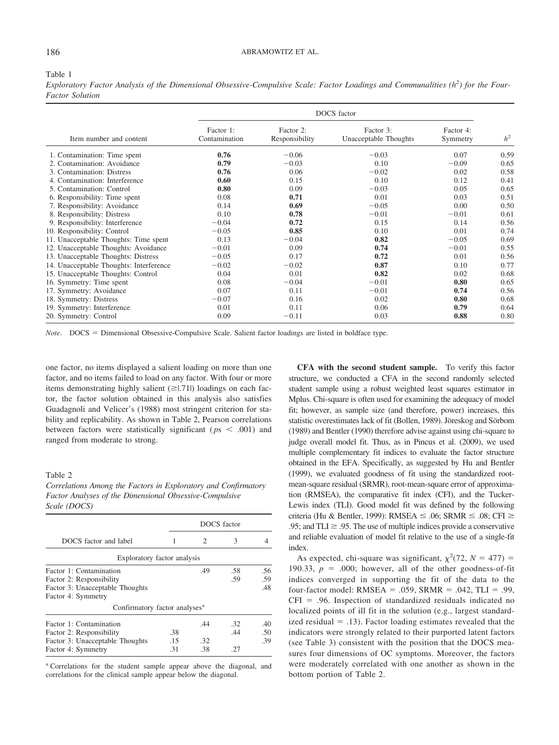Table 1
*Exploratory Factor Analysis of the Dimensional Obsessive-Compulsive Scale: Factor Loadings and Communalities ($h^2$) for the Four-Factor Solution*

| Item number and content | DOCS factor | | | | $h^2$ |
|---|---|---|---|---|---|
| | Factor 1: Contamination | Factor 2: Responsibility | Factor 3: Unacceptable Thoughts | Factor 4: Symmetry | |
| 1. Contamination: Time spent | **0.76** | −0.06 | −0.03 | 0.07 | 0.59 |
| 2. Contamination: Avoidance | **0.79** | −0.03 | 0.10 | −0.09 | 0.65 |
| 3. Contamination: Distress | **0.76** | 0.06 | −0.02 | 0.02 | 0.58 |
| 4. Contamination: Interference | **0.60** | 0.15 | 0.10 | 0.12 | 0.41 |
| 5. Contamination: Control | **0.80** | 0.09 | −0.03 | 0.05 | 0.65 |
| 6. Responsibility: Time spent | 0.08 | **0.71** | 0.01 | 0.03 | 0.51 |
| 7. Responsibility: Avoidance | 0.14 | **0.69** | −0.05 | 0.00 | 0.50 |
| 8. Responsibility: Distress | 0.10 | **0.78** | −0.01 | −0.01 | 0.61 |
| 9. Responsibility: Interference | −0.04 | **0.72** | 0.15 | 0.14 | 0.56 |
| 10. Responsibility: Control | −0.05 | **0.85** | 0.10 | 0.01 | 0.74 |
| 11. Unacceptable Thoughts: Time spent | 0.13 | −0.04 | **0.82** | −0.05 | 0.69 |
| 12. Unacceptable Thoughts: Avoidance | −0.01 | 0.09 | **0.74** | −0.01 | 0.55 |
| 13. Unacceptable Thoughts: Distress | −0.05 | 0.17 | **0.72** | 0.01 | 0.56 |
| 14. Unacceptable Thoughts: Interference | −0.02 | −0.02 | **0.87** | 0.10 | 0.77 |
| 15. Unacceptable Thoughts: Control | 0.04 | 0.01 | **0.82** | 0.02 | 0.68 |
| 16. Symmetry: Time spent | 0.08 | −0.04 | −0.01 | **0.80** | 0.65 |
| 17. Symmetry: Avoidance | 0.07 | 0.11 | −0.01 | **0.74** | 0.56 |
| 18. Symmetry: Distress | −0.07 | 0.16 | 0.02 | **0.80** | 0.68 |
| 19. Symmetry: Interference | 0.01 | 0.11 | 0.06 | **0.79** | 0.64 |
| 20. Symmetry: Control | 0.09 | −0.11 | 0.03 | **0.88** | 0.80 |

*Note*. DOCS = Dimensional Obsessive-Compulsive Scale. Salient factor loadings are listed in boldface type.

one factor, no items displayed a salient loading on more than one factor, and no items failed to load on any factor. With four or more items demonstrating highly salient (≥|.71|) loadings on each factor, the factor solution obtained in this analysis also satisfies Guadagnoli and Velicer's (1988) most stringent criterion for stability and replicability. As shown in Table 2, Pearson correlations between factors were statistically significant ($ps < .001$) and ranged from moderate to strong.

Table 2
*Correlations Among the Factors in Exploratory and Confirmatory Factor Analyses of the Dimensional Obsessive-Compulsive Scale (DOCS)*

| DOCS factor and label | DOCS factor 1 | 2 | 3 | 4 |
|---|---|---|---|---|
| *Exploratory factor analysis* | | | | |
| Factor 1: Contamination | | .49 | .58 | .56 |
| Factor 2: Responsibility | | | .59 | .59 |
| Factor 3: Unacceptable Thoughts | | | | .48 |
| Factor 4: Symmetry | | | | |
| *Confirmatory factor analyses*[a] | | | | |
| Factor 1: Contamination | | .44 | .32 | .40 |
| Factor 2: Responsibility | .38 | | .44 | .50 |
| Factor 3: Unacceptable Thoughts | .15 | .32 | | .39 |
| Factor 4: Symmetry | .31 | .38 | .27 | |

[a] Correlations for the student sample appear above the diagonal, and correlations for the clinical sample appear below the diagonal.

**CFA with the second student sample.** To verify this factor structure, we conducted a CFA in the second randomly selected student sample using a robust weighted least squares estimator in Mplus. Chi-square is often used for examining the adequacy of model fit; however, as sample size (and therefore, power) increases, this statistic overestimates lack of fit (Bollen, 1989). Jöreskog and Sörbom (1989) and Bentler (1990) therefore advise against using chi-square to judge overall model fit. Thus, as in Pincus et al. (2009), we used multiple complementary fit indices to evaluate the factor structure obtained in the EFA. Specifically, as suggested by Hu and Bentler (1999), we evaluated goodness of fit using the standardized root-mean-square residual (SRMR), root-mean-square error of approximation (RMSEA), the comparative fit index (CFI), and the Tucker-Lewis index (TLI). Good model fit was defined by the following criteria (Hu & Bentler, 1999): RMSEA ≤ .06; SRMR ≤ .08; CFI ≥ .95; and TLI ≥ .95. The use of multiple indices provide a conservative and reliable evaluation of model fit relative to the use of a single-fit index.

As expected, chi-square was significant, $\chi^2(72, N = 477) = 190.33$, $p = .000$; however, all of the other goodness-of-fit indices converged in supporting the fit of the data to the four-factor model: RMSEA = .059, SRMR = .042, TLI = .99, CFI = .96. Inspection of standardized residuals indicated no localized points of ill fit in the solution (e.g., largest standardized residual = .13). Factor loading estimates revealed that the indicators were strongly related to their purported latent factors (see Table 3) consistent with the position that the DOCS measures four dimensions of OC symptoms. Moreover, the factors were moderately correlated with one another as shown in the bottom portion of Table 2.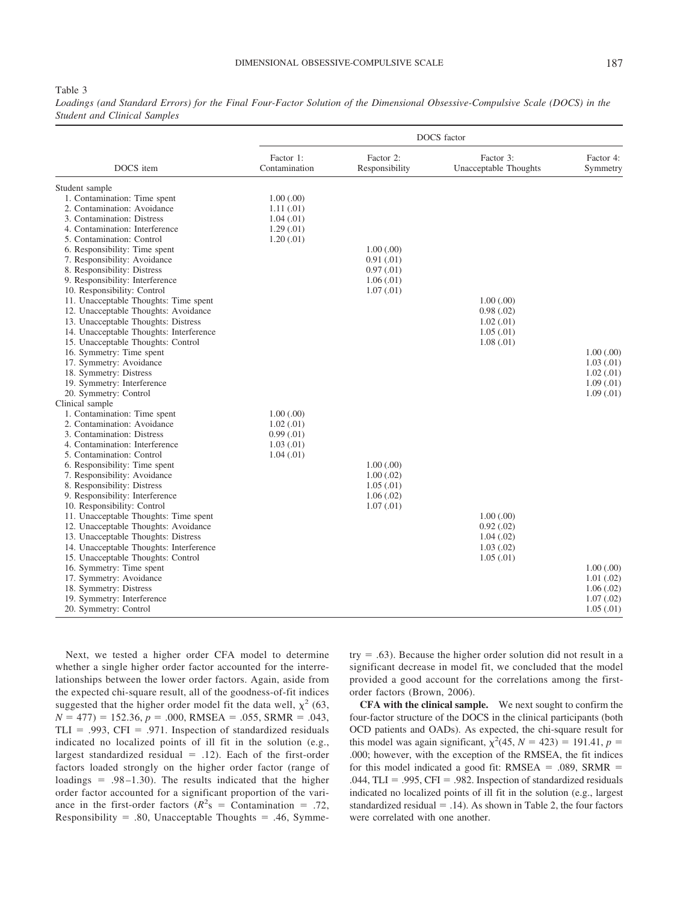Table 3

*Loadings (and Standard Errors) for the Final Four-Factor Solution of the Dimensional Obsessive-Compulsive Scale (DOCS) in the Student and Clinical Samples*

| DOCS item | DOCS factor | | | |
|---|---|---|---|---|
| | Factor 1: Contamination | Factor 2: Responsibility | Factor 3: Unacceptable Thoughts | Factor 4: Symmetry |
| Student sample | | | | |
| 1. Contamination: Time spent | 1.00 (.00) | | | |
| 2. Contamination: Avoidance | 1.11 (.01) | | | |
| 3. Contamination: Distress | 1.04 (.01) | | | |
| 4. Contamination: Interference | 1.29 (.01) | | | |
| 5. Contamination: Control | 1.20 (.01) | | | |
| 6. Responsibility: Time spent | | 1.00 (.00) | | |
| 7. Responsibility: Avoidance | | 0.91 (.01) | | |
| 8. Responsibility: Distress | | 0.97 (.01) | | |
| 9. Responsibility: Interference | | 1.06 (.01) | | |
| 10. Responsibility: Control | | 1.07 (.01) | | |
| 11. Unacceptable Thoughts: Time spent | | | 1.00 (.00) | |
| 12. Unacceptable Thoughts: Avoidance | | | 0.98 (.02) | |
| 13. Unacceptable Thoughts: Distress | | | 1.02 (.01) | |
| 14. Unacceptable Thoughts: Interference | | | 1.05 (.01) | |
| 15. Unacceptable Thoughts: Control | | | 1.08 (.01) | |
| 16. Symmetry: Time spent | | | | 1.00 (.00) |
| 17. Symmetry: Avoidance | | | | 1.03 (.01) |
| 18. Symmetry: Distress | | | | 1.02 (.01) |
| 19. Symmetry: Interference | | | | 1.09 (.01) |
| 20. Symmetry: Control | | | | 1.09 (.01) |
| Clinical sample | | | | |
| 1. Contamination: Time spent | 1.00 (.00) | | | |
| 2. Contamination: Avoidance | 1.02 (.01) | | | |
| 3. Contamination: Distress | 0.99 (.01) | | | |
| 4. Contamination: Interference | 1.03 (.01) | | | |
| 5. Contamination: Control | 1.04 (.01) | | | |
| 6. Responsibility: Time spent | | 1.00 (.00) | | |
| 7. Responsibility: Avoidance | | 1.00 (.02) | | |
| 8. Responsibility: Distress | | 1.05 (.01) | | |
| 9. Responsibility: Interference | | 1.06 (.02) | | |
| 10. Responsibility: Control | | 1.07 (.01) | | |
| 11. Unacceptable Thoughts: Time spent | | | 1.00 (.00) | |
| 12. Unacceptable Thoughts: Avoidance | | | 0.92 (.02) | |
| 13. Unacceptable Thoughts: Distress | | | 1.04 (.02) | |
| 14. Unacceptable Thoughts: Interference | | | 1.03 (.02) | |
| 15. Unacceptable Thoughts: Control | | | 1.05 (.01) | |
| 16. Symmetry: Time spent | | | | 1.00 (.00) |
| 17. Symmetry: Avoidance | | | | 1.01 (.02) |
| 18. Symmetry: Distress | | | | 1.06 (.02) |
| 19. Symmetry: Interference | | | | 1.07 (.02) |
| 20. Symmetry: Control | | | | 1.05 (.01) |

Next, we tested a higher order CFA model to determine whether a single higher order factor accounted for the interrelationships between the lower order factors. Again, aside from the expected chi-square result, all of the goodness-of-fit indices suggested that the higher order model fit the data well, $\chi^2$ (63, $N$ = 477) = 152.36, $p$ = .000, RMSEA = .055, SRMR = .043, TLI = .993, CFI = .971. Inspection of standardized residuals indicated no localized points of ill fit in the solution (e.g., largest standardized residual = .12). Each of the first-order factors loaded strongly on the higher order factor (range of loadings = .98–1.30). The results indicated that the higher order factor accounted for a significant proportion of the variance in the first-order factors ($R^2$s = Contamination = .72, Responsibility = .80, Unacceptable Thoughts = .46, Symmetry = .63). Because the higher order solution did not result in a significant decrease in model fit, we concluded that the model provided a good account for the correlations among the first-order factors (Brown, 2006).

**CFA with the clinical sample.** We next sought to confirm the four-factor structure of the DOCS in the clinical participants (both OCD patients and OADs). As expected, the chi-square result for this model was again significant, $\chi^2$(45, $N$ = 423) = 191.41, $p$ = .000; however, with the exception of the RMSEA, the fit indices for this model indicated a good fit: RMSEA = .089, SRMR = .044, TLI = .995, CFI = .982. Inspection of standardized residuals indicated no localized points of ill fit in the solution (e.g., largest standardized residual = .14). As shown in Table 2, the four factors were correlated with one another.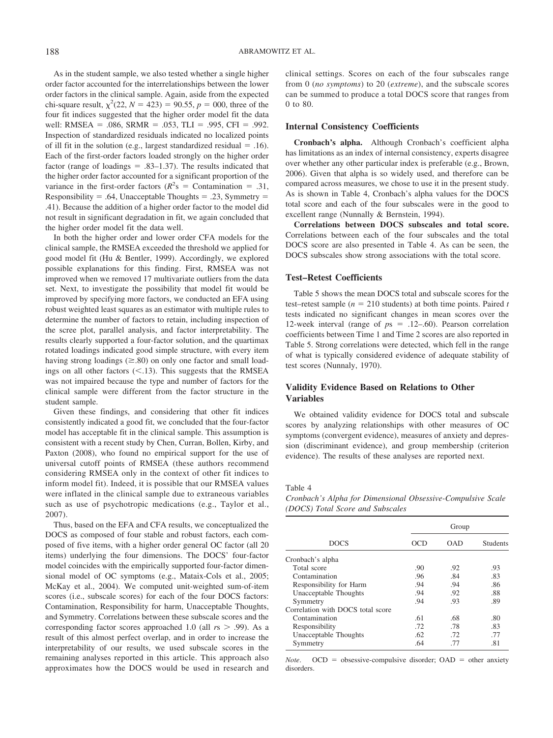As in the student sample, we also tested whether a single higher order factor accounted for the interrelationships between the lower order factors in the clinical sample. Again, aside from the expected chi-square result, $\chi^2(22, N = 423) = 90.55$, $p = 000$, three of the four fit indices suggested that the higher order model fit the data well: RMSEA = .086, SRMR = .053, TLI = .995, CFI = .992. Inspection of standardized residuals indicated no localized points of ill fit in the solution (e.g., largest standardized residual = .16). Each of the first-order factors loaded strongly on the higher order factor (range of loadings = .83–1.37). The results indicated that the higher order factor accounted for a significant proportion of the variance in the first-order factors ($R^2$s = Contamination = .31, Responsibility = .64, Unacceptable Thoughts = .23, Symmetry = .41). Because the addition of a higher order factor to the model did not result in significant degradation in fit, we again concluded that the higher order model fit the data well.

In both the higher order and lower order CFA models for the clinical sample, the RMSEA exceeded the threshold we applied for good model fit (Hu & Bentler, 1999). Accordingly, we explored possible explanations for this finding. First, RMSEA was not improved when we removed 17 multivariate outliers from the data set. Next, to investigate the possibility that model fit would be improved by specifying more factors, we conducted an EFA using robust weighted least squares as an estimator with multiple rules to determine the number of factors to retain, including inspection of the scree plot, parallel analysis, and factor interpretability. The results clearly supported a four-factor solution, and the quartimax rotated loadings indicated good simple structure, with every item having strong loadings (≥.80) on only one factor and small loadings on all other factors (<.13). This suggests that the RMSEA was not impaired because the type and number of factors for the clinical sample were different from the factor structure in the student sample.

Given these findings, and considering that other fit indices consistently indicated a good fit, we concluded that the four-factor model has acceptable fit in the clinical sample. This assumption is consistent with a recent study by Chen, Curran, Bollen, Kirby, and Paxton (2008), who found no empirical support for the use of universal cutoff points of RMSEA (these authors recommend considering RMSEA only in the context of other fit indices to inform model fit). Indeed, it is possible that our RMSEA values were inflated in the clinical sample due to extraneous variables such as use of psychotropic medications (e.g., Taylor et al., 2007).

Thus, based on the EFA and CFA results, we conceptualized the DOCS as composed of four stable and robust factors, each composed of five items, with a higher order general OC factor (all 20 items) underlying the four dimensions. The DOCS' four-factor model coincides with the empirically supported four-factor dimensional model of OC symptoms (e.g., Mataix-Cols et al., 2005; McKay et al., 2004). We computed unit-weighted sum-of-item scores (i.e., subscale scores) for each of the four DOCS factors: Contamination, Responsibility for harm, Unacceptable Thoughts, and Symmetry. Correlations between these subscale scores and the corresponding factor scores approached 1.0 (all $r$s > .99). As a result of this almost perfect overlap, and in order to increase the interpretability of our results, we used subscale scores in the remaining analyses reported in this article. This approach also approximates how the DOCS would be used in research and clinical settings. Scores on each of the four subscales range from 0 (*no symptoms*) to 20 (*extreme*), and the subscale scores can be summed to produce a total DOCS score that ranges from 0 to 80.

## Internal Consistency Coefficients

**Cronbach's alpha.** Although Cronbach's coefficient alpha has limitations as an index of internal consistency, experts disagree over whether any other particular index is preferable (e.g., Brown, 2006). Given that alpha is so widely used, and therefore can be compared across measures, we chose to use it in the present study. As is shown in Table 4, Cronbach's alpha values for the DOCS total score and each of the four subscales were in the good to excellent range (Nunnally & Bernstein, 1994).

**Correlations between DOCS subscales and total score.** Correlations between each of the four subscales and the total DOCS score are also presented in Table 4. As can be seen, the DOCS subscales show strong associations with the total score.

## Test–Retest Coefficients

Table 5 shows the mean DOCS total and subscale scores for the test–retest sample ($n = 210$ students) at both time points. Paired $t$ tests indicated no significant changes in mean scores over the 12-week interval (range of $p$s = .12–.60). Pearson correlation coefficients between Time 1 and Time 2 scores are also reported in Table 5. Strong correlations were detected, which fell in the range of what is typically considered evidence of adequate stability of test scores (Nunnaly, 1970).

## Validity Evidence Based on Relations to Other Variables

We obtained validity evidence for DOCS total and subscale scores by analyzing relationships with other measures of OC symptoms (convergent evidence), measures of anxiety and depression (discriminant evidence), and group membership (criterion evidence). The results of these analyses are reported next.

Table 4
*Cronbach's Alpha for Dimensional Obsessive-Compulsive Scale (DOCS) Total Score and Subscales*

| | Group | | |
|---|---|---|---|
| DOCS | OCD | OAD | Students |
| Cronbach's alpha | | | |
| Total score | .90 | .92 | .93 |
| Contamination | .96 | .84 | .83 |
| Responsibility for Harm | .94 | .94 | .86 |
| Unacceptable Thoughts | .94 | .92 | .88 |
| Symmetry | .94 | .93 | .89 |
| Correlation with DOCS total score | | | |
| Contamination | .61 | .68 | .80 |
| Responsibility | .72 | .78 | .83 |
| Unacceptable Thoughts | .62 | .72 | .77 |
| Symmetry | .64 | .77 | .81 |

*Note*. OCD = obsessive-compulsive disorder; OAD = other anxiety disorders.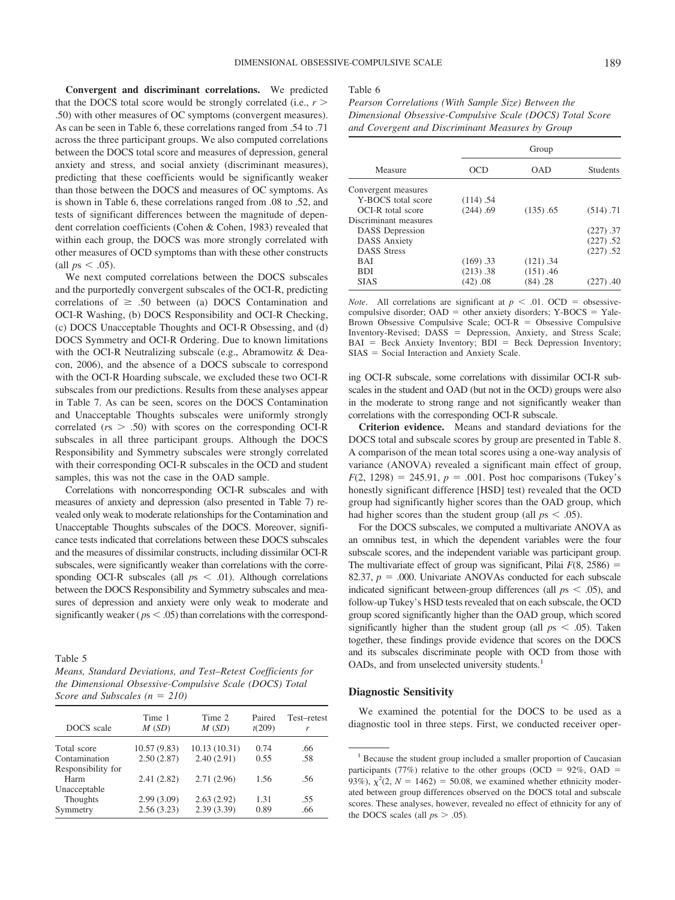**Convergent and discriminant correlations.** We predicted that the DOCS total score would be strongly correlated (i.e., $r >$ .50) with other measures of OC symptoms (convergent measures). As can be seen in Table 6, these correlations ranged from .54 to .71 across the three participant groups. We also computed correlations between the DOCS total score and measures of depression, general anxiety and stress, and social anxiety (discriminant measures), predicting that these coefficients would be significantly weaker than those between the DOCS and measures of OC symptoms. As is shown in Table 6, these correlations ranged from .08 to .52, and tests of significant differences between the magnitude of dependent correlation coefficients (Cohen & Cohen, 1983) revealed that within each group, the DOCS was more strongly correlated with other measures of OCD symptoms than with these other constructs (all $ps < .05$).

We next computed correlations between the DOCS subscales and the purportedly convergent subscales of the OCI-R, predicting correlations of $\geq$ .50 between (a) DOCS Contamination and OCI-R Washing, (b) DOCS Responsibility and OCI-R Checking, (c) DOCS Unacceptable Thoughts and OCI-R Obsessing, and (d) DOCS Symmetry and OCI-R Ordering. Due to known limitations with the OCI-R Neutralizing subscale (e.g., Abramowitz & Deacon, 2006), and the absence of a DOCS subscale to correspond with the OCI-R Hoarding subscale, we excluded these two OCI-R subscales from our predictions. Results from these analyses appear in Table 7. As can be seen, scores on the DOCS Contamination and Unacceptable Thoughts subscales were uniformly strongly correlated ($rs > .50$) with scores on the corresponding OCI-R subscales in all three participant groups. Although the DOCS Responsibility and Symmetry subscales were strongly correlated with their corresponding OCI-R subscales in the OCD and student samples, this was not the case in the OAD sample.

Correlations with noncorresponding OCI-R subscales and with measures of anxiety and depression (also presented in Table 7) revealed only weak to moderate relationships for the Contamination and Unacceptable Thoughts subscales of the DOCS. Moreover, significance tests indicated that correlations between these DOCS subscales and the measures of dissimilar constructs, including dissimilar OCI-R subscales, were significantly weaker than correlations with the corresponding OCI-R subscales (all $ps < .01$). Although correlations between the DOCS Responsibility and Symmetry subscales and measures of depression and anxiety were only weak to moderate and significantly weaker ($ps < .05$) than correlations with the corresponding OCI-R subscale, some correlations with dissimilar OCI-R subscales in the student and OAD (but not in the OCD) groups were also in the moderate to strong range and not significantly weaker than correlations with the corresponding OCI-R subscale.

Table 5

*Means, Standard Deviations, and Test–Retest Coefficients for the Dimensional Obsessive-Compulsive Scale (DOCS) Total Score and Subscales (n = 210)*

| DOCS scale | Time 1 *M* (*SD*) | Time 2 *M* (*SD*) | Paired *t*(209) | Test–retest *r* |
|---|---|---|---|---|
| Total score | 10.57 (9.83) | 10.13 (10.31) | 0.74 | .66 |
| Contamination | 2.50 (2.87) | 2.40 (2.91) | 0.55 | .58 |
| Responsibility for Harm | 2.41 (2.82) | 2.71 (2.96) | 1.56 | .56 |
| Unacceptable Thoughts | 2.99 (3.09) | 2.63 (2.92) | 1.31 | .55 |
| Symmetry | 2.56 (3.23) | 2.39 (3.39) | 0.89 | .66 |

Table 6

*Pearson Correlations (With Sample Size) Between the Dimensional Obsessive-Compulsive Scale (DOCS) Total Score and Convergent and Discriminant Measures by Group*

| Measure | Group | | |
|---|---|---|---|
| | OCD | OAD | Students |
| Convergent measures | | | |
| Y-BOCS total score | (114) .54 | | |
| OCI-R total score | (244) .69 | (135) .65 | (514) .71 |
| Discriminant measures | | | |
| DASS Depression | | | (227) .37 |
| DASS Anxiety | | | (227) .52 |
| DASS Stress | | | (227) .52 |
| BAI | (169) .33 | (121) .34 | |
| BDI | (213) .38 | (151) .46 | |
| SIAS | (42) .08 | (84) .28 | (227) .40 |

*Note*. All correlations are significant at $p < .01$. OCD = obsessive-compulsive disorder; OAD = other anxiety disorders; Y-BOCS = Yale-Brown Obsessive Compulsive Scale; OCI-R = Obsessive Compulsive Inventory-Revised; DASS = Depression, Anxiety, and Stress Scale; BAI = Beck Anxiety Inventory; BDI = Beck Depression Inventory; SIAS = Social Interaction and Anxiety Scale.

**Criterion evidence.** Means and standard deviations for the DOCS total and subscale scores by group are presented in Table 8. A comparison of the mean total scores using a one-way analysis of variance (ANOVA) revealed a significant main effect of group, $F(2, 1298) = 245.91$, $p = .001$. Post hoc comparisons (Tukey's honestly significant difference [HSD] test) revealed that the OCD group had significantly higher scores than the OAD group, which had higher scores than the student group (all $ps < .05$).

For the DOCS subscales, we computed a multivariate ANOVA as an omnibus test, in which the dependent variables were the four subscale scores, and the independent variable was participant group. The multivariate effect of group was significant, Pilai $F(8, 2586) = 82.37$, $p = .000$. Univariate ANOVAs conducted for each subscale indicated significant between-group differences (all $ps < .05$), and follow-up Tukey's HSD tests revealed that on each subscale, the OCD group scored significantly higher than the OAD group, which scored significantly higher than the student group (all $ps < .05$). Taken together, these findings provide evidence that scores on the DOCS and its subscales discriminate people with OCD from those with OADs, and from unselected university students.[1]

### Diagnostic Sensitivity

We examined the potential for the DOCS to be used as a diagnostic tool in three steps. First, we conducted receiver oper-

[1] Because the student group included a smaller proportion of Caucasian participants (77%) relative to the other groups (OCD = 92%, OAD = 93%), $\chi^2(2, N = 1462) = 50.08$, we examined whether ethnicity moderated between group differences observed on the DOCS total and subscale scores. These analyses, however, revealed no effect of ethnicity for any of the DOCS scales (all $ps > .05$).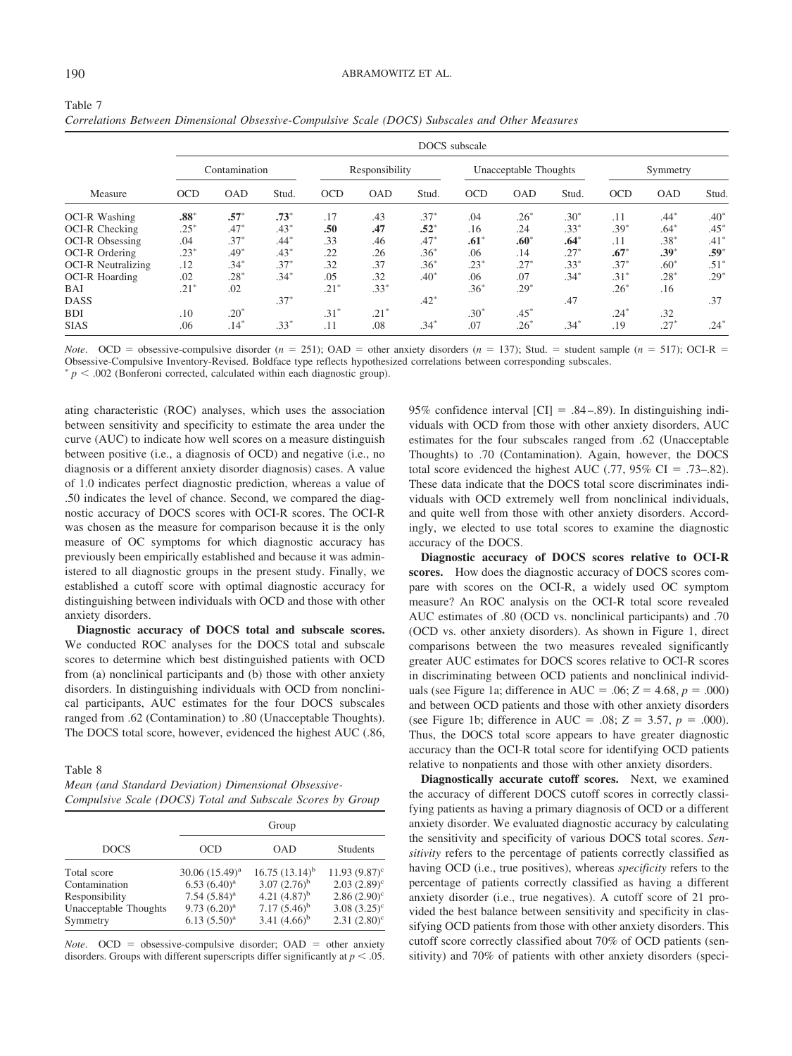Table 7
*Correlations Between Dimensional Obsessive-Compulsive Scale (DOCS) Subscales and Other Measures*

| Measure | DOCS subscale | | | | | | | | | | | |
|---|---|---|---|---|---|---|---|---|---|---|---|---|
| | Contamination | | | Responsibility | | | Unacceptable Thoughts | | | Symmetry | | |
| | OCD | OAD | Stud. | OCD | OAD | Stud. | OCD | OAD | Stud. | OCD | OAD | Stud. |
| OCI-R Washing | **.88*** | **.57*** | **.73*** | .17 | .43 | .37* | .04 | .26* | .30* | .11 | .44* | .40* |
| OCI-R Checking | .25* | .47* | .43* | **.50** | **.47** | **.52*** | .16 | .24 | .33* | .39* | .64* | .45* |
| OCI-R Obsessing | .04 | .37* | .44* | .33 | .46 | .47* | **.61*** | **.60*** | **.64*** | .11 | .38* | .41* |
| OCI-R Ordering | .23* | .49* | .43* | .22 | .26 | .36* | .06 | .14 | .27* | **.67*** | **.39*** | **.59*** |
| OCI-R Neutralizing | .12 | .34* | .37* | .32 | .37 | .36* | .23* | .27* | .33* | .37* | .60* | .51* |
| OCI-R Hoarding | .02 | .28* | .34* | .05 | .32 | .40* | .06 | .07 | .34* | .31* | .28* | .29* |
| BAI | .21* | .02 | | .21* | .33* | | .36* | .29* | | .26* | .16 | |
| DASS | | | .37* | | | .42* | | | .47 | | | .37 |
| BDI | .10 | .20* | | .31* | .21* | | .30* | .45* | | .24* | .32 | |
| SIAS | .06 | .14* | .33* | .11 | .08 | .34* | .07 | .26* | .34* | .19 | .27* | .24* |

*Note*. OCD = obsessive-compulsive disorder ($n = 251$); OAD = other anxiety disorders ($n = 137$); Stud. = student sample ($n = 517$); OCI-R = Obsessive-Compulsive Inventory-Revised. Boldface type reflects hypothesized correlations between corresponding subscales.
* $p < .002$ (Bonferoni corrected, calculated within each diagnostic group).

ating characteristic (ROC) analyses, which uses the association between sensitivity and specificity to estimate the area under the curve (AUC) to indicate how well scores on a measure distinguish between positive (i.e., a diagnosis of OCD) and negative (i.e., no diagnosis or a different anxiety disorder diagnosis) cases. A value of 1.0 indicates perfect diagnostic prediction, whereas a value of .50 indicates the level of chance. Second, we compared the diagnostic accuracy of DOCS scores with OCI-R scores. The OCI-R was chosen as the measure for comparison because it is the only measure of OC symptoms for which diagnostic accuracy has previously been empirically established and because it was administered to all diagnostic groups in the present study. Finally, we established a cutoff score with optimal diagnostic accuracy for distinguishing between individuals with OCD and those with other anxiety disorders.

**Diagnostic accuracy of DOCS total and subscale scores.** We conducted ROC analyses for the DOCS total and subscale scores to determine which best distinguished patients with OCD from (a) nonclinical participants and (b) those with other anxiety disorders. In distinguishing individuals with OCD from nonclinical participants, AUC estimates for the four DOCS subscales ranged from .62 (Contamination) to .80 (Unacceptable Thoughts). The DOCS total score, however, evidenced the highest AUC (.86, 95% confidence interval [CI] = .84–.89). In distinguishing individuals with OCD from those with other anxiety disorders, AUC estimates for the four subscales ranged from .62 (Unacceptable Thoughts) to .70 (Contamination). Again, however, the DOCS total score evidenced the highest AUC (.77, 95% CI = .73–.82). These data indicate that the DOCS total score discriminates individuals with OCD extremely well from nonclinical individuals, and quite well from those with other anxiety disorders. Accordingly, we elected to use total scores to examine the diagnostic accuracy of the DOCS.

Table 8
*Mean (and Standard Deviation) Dimensional Obsessive-Compulsive Scale (DOCS) Total and Subscale Scores by Group*

| DOCS | Group | | |
|---|---|---|---|
| | OCD | OAD | Students |
| Total score | 30.06 (15.49)[a] | 16.75 (13.14)[b] | 11.93 (9.87)[c] |
| Contamination | 6.53 (6.40)[a] | 3.07 (2.76)[b] | 2.03 (2.89)[c] |
| Responsibility | 7.54 (5.84)[a] | 4.21 (4.87)[b] | 2.86 (2.90)[c] |
| Unacceptable Thoughts | 9.73 (6.20)[a] | 7.17 (5.46)[b] | 3.08 (3.25)[c] |
| Symmetry | 6.13 (5.50)[a] | 3.41 (4.66)[b] | 2.31 (2.80)[c] |

*Note*. OCD = obsessive-compulsive disorder; OAD = other anxiety disorders. Groups with different superscripts differ significantly at $p < .05$.

**Diagnostic accuracy of DOCS scores relative to OCI-R scores.** How does the diagnostic accuracy of DOCS scores compare with scores on the OCI-R, a widely used OC symptom measure? An ROC analysis on the OCI-R total score revealed AUC estimates of .80 (OCD vs. nonclinical participants) and .70 (OCD vs. other anxiety disorders). As shown in Figure 1, direct comparisons between the two measures revealed significantly greater AUC estimates for DOCS scores relative to OCI-R scores in discriminating between OCD patients and nonclinical individuals (see Figure 1a; difference in AUC = .06; $Z = 4.68$, $p = .000$) and between OCD patients and those with other anxiety disorders (see Figure 1b; difference in AUC = .08; $Z = 3.57$, $p = .000$). Thus, the DOCS total score appears to have greater diagnostic accuracy than the OCI-R total score for identifying OCD patients relative to nonpatients and those with other anxiety disorders.

**Diagnostically accurate cutoff scores.** Next, we examined the accuracy of different DOCS cutoff scores in correctly classifying patients as having a primary diagnosis of OCD or a different anxiety disorder. We evaluated diagnostic accuracy by calculating the sensitivity and specificity of various DOCS total scores. *Sensitivity* refers to the percentage of patients correctly classified as having OCD (i.e., true positives), whereas *specificity* refers to the percentage of patients correctly classified as having a different anxiety disorder (i.e., true negatives). A cutoff score of 21 provided the best balance between sensitivity and specificity in classifying OCD patients from those with other anxiety disorders. This cutoff score correctly classified about 70% of OCD patients (sensitivity) and 70% of patients with other anxiety disorders (speci-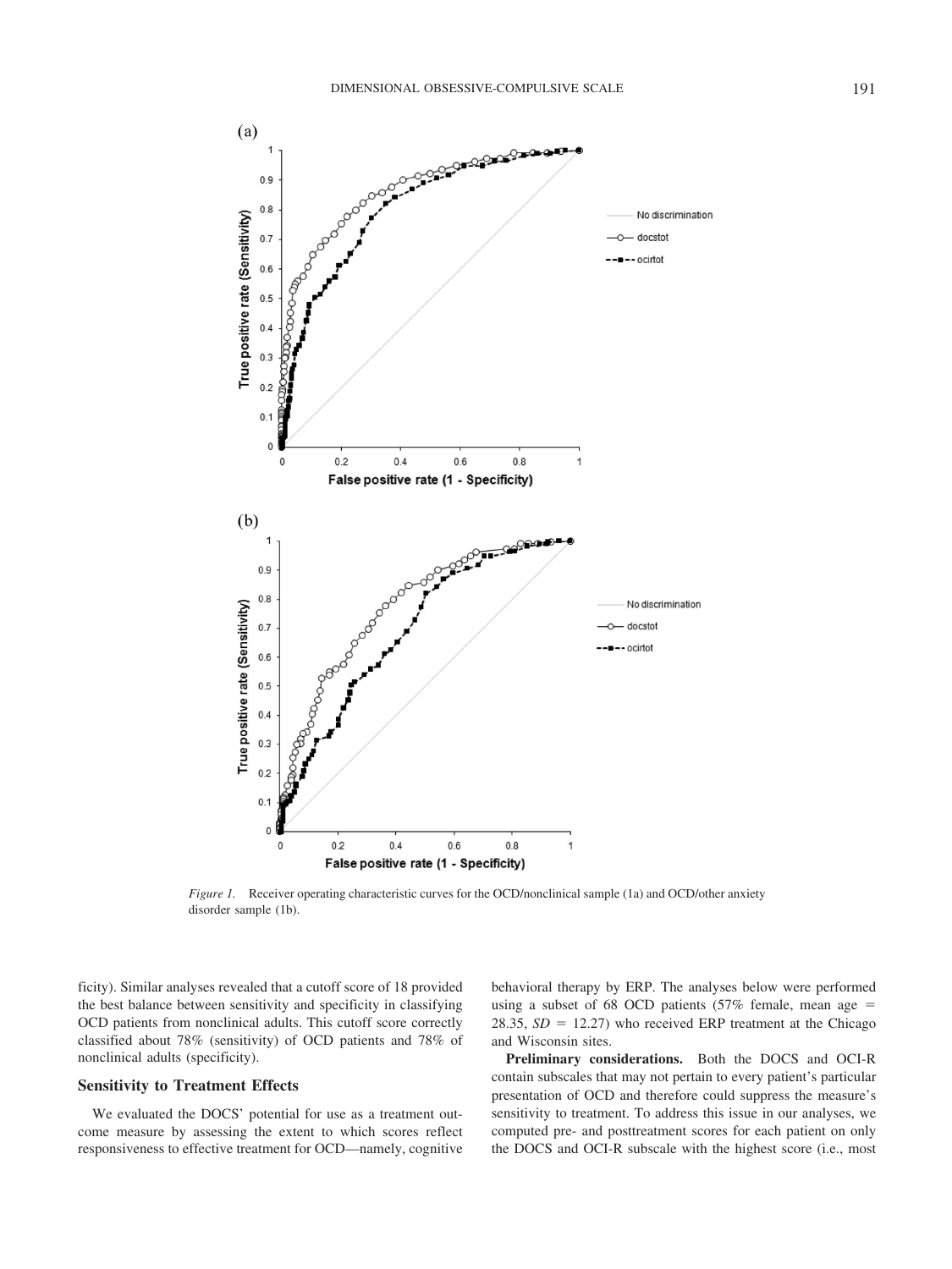*Figure 1.* Receiver operating characteristic curves for the OCD/nonclinical sample (1a) and OCD/other anxiety disorder sample (1b).

ficity). Similar analyses revealed that a cutoff score of 18 provided the best balance between sensitivity and specificity in classifying OCD patients from nonclinical adults. This cutoff score correctly classified about 78% (sensitivity) of OCD patients and 78% of nonclinical adults (specificity).

### Sensitivity to Treatment Effects

We evaluated the DOCS' potential for use as a treatment outcome measure by assessing the extent to which scores reflect responsiveness to effective treatment for OCD—namely, cognitive behavioral therapy by ERP. The analyses below were performed using a subset of 68 OCD patients (57% female, mean age = 28.35, $SD$ = 12.27) who received ERP treatment at the Chicago and Wisconsin sites.

**Preliminary considerations.** Both the DOCS and OCI-R contain subscales that may not pertain to every patient's particular presentation of OCD and therefore could suppress the measure's sensitivity to treatment. To address this issue in our analyses, we computed pre- and posttreatment scores for each patient on only the DOCS and OCI-R subscale with the highest score (i.e., most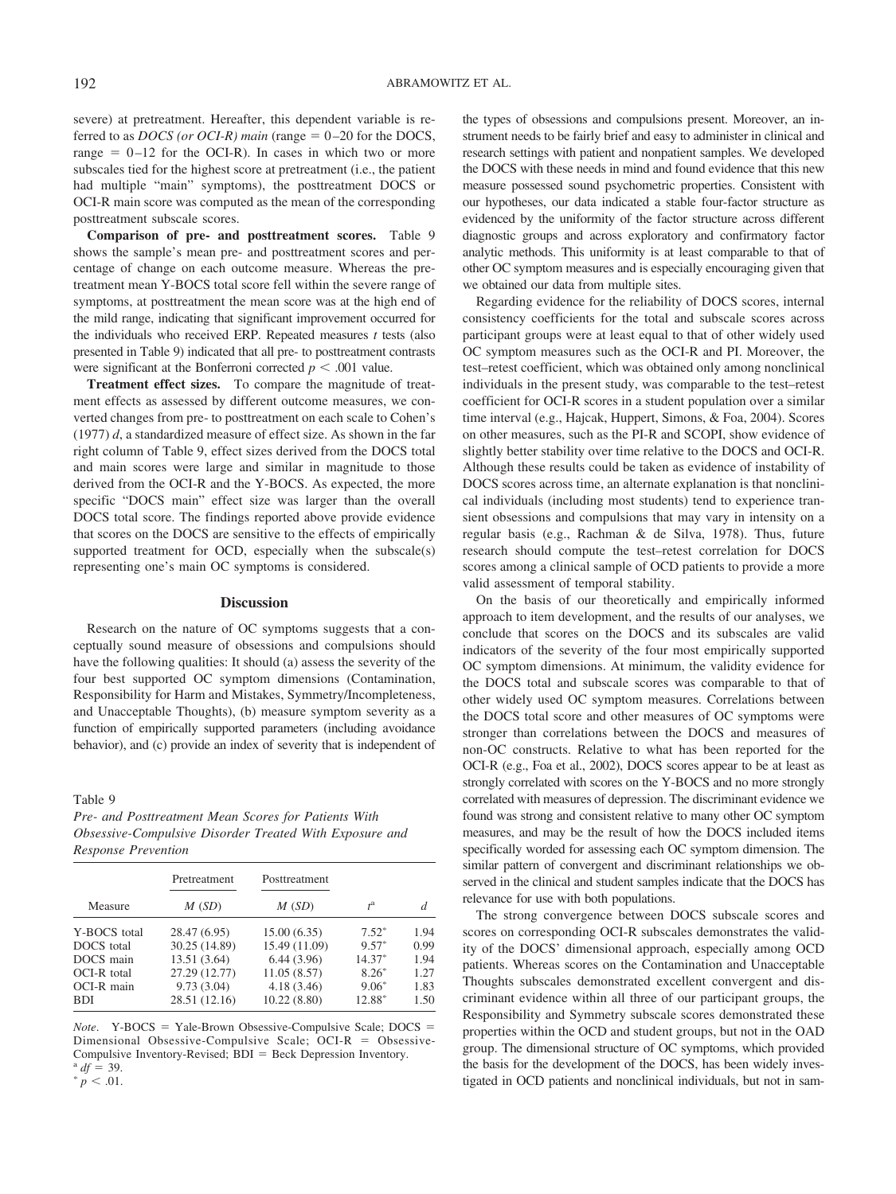severe) at pretreatment. Hereafter, this dependent variable is referred to as *DOCS (or OCI-R) main* (range = 0–20 for the DOCS, range = 0–12 for the OCI-R). In cases in which two or more subscales tied for the highest score at pretreatment (i.e., the patient had multiple "main" symptoms), the posttreatment DOCS or OCI-R main score was computed as the mean of the corresponding posttreatment subscale scores.

**Comparison of pre- and posttreatment scores.** Table 9 shows the sample's mean pre- and posttreatment scores and percentage of change on each outcome measure. Whereas the pretreatment mean Y-BOCS total score fell within the severe range of symptoms, at posttreatment the mean score was at the high end of the mild range, indicating that significant improvement occurred for the individuals who received ERP. Repeated measures *t* tests (also presented in Table 9) indicated that all pre- to posttreatment contrasts were significant at the Bonferroni corrected $p < .001$ value.

**Treatment effect sizes.** To compare the magnitude of treatment effects as assessed by different outcome measures, we converted changes from pre- to posttreatment on each scale to Cohen's (1977) *d*, a standardized measure of effect size. As shown in the far right column of Table 9, effect sizes derived from the DOCS total and main scores were large and similar in magnitude to those derived from the OCI-R and the Y-BOCS. As expected, the more specific "DOCS main" effect size was larger than the overall DOCS total score. The findings reported above provide evidence that scores on the DOCS are sensitive to the effects of empirically supported treatment for OCD, especially when the subscale(s) representing one's main OC symptoms is considered.

## Discussion

Research on the nature of OC symptoms suggests that a conceptually sound measure of obsessions and compulsions should have the following qualities: It should (a) assess the severity of the four best supported OC symptom dimensions (Contamination, Responsibility for Harm and Mistakes, Symmetry/Incompleteness, and Unacceptable Thoughts), (b) measure symptom severity as a function of empirically supported parameters (including avoidance behavior), and (c) provide an index of severity that is independent of the types of obsessions and compulsions present. Moreover, an instrument needs to be fairly brief and easy to administer in clinical and research settings with patient and nonpatient samples. We developed the DOCS with these needs in mind and found evidence that this new measure possessed sound psychometric properties. Consistent with our hypotheses, our data indicated a stable four-factor structure as evidenced by the uniformity of the factor structure across different diagnostic groups and across exploratory and confirmatory factor analytic methods. This uniformity is at least comparable to that of other OC symptom measures and is especially encouraging given that we obtained our data from multiple sites.

Regarding evidence for the reliability of DOCS scores, internal consistency coefficients for the total and subscale scores across participant groups were at least equal to that of other widely used OC symptom measures such as the OCI-R and PI. Moreover, the test–retest coefficient, which was obtained only among nonclinical individuals in the present study, was comparable to the test–retest coefficient for OCI-R scores in a student population over a similar time interval (e.g., Hajcak, Huppert, Simons, & Foa, 2004). Scores on other measures, such as the PI-R and SCOPI, show evidence of slightly better stability over time relative to the DOCS and OCI-R. Although these results could be taken as evidence of instability of DOCS scores across time, an alternate explanation is that nonclinical individuals (including most students) tend to experience transient obsessions and compulsions that may vary in intensity on a regular basis (e.g., Rachman & de Silva, 1978). Thus, future research should compute the test–retest correlation for DOCS scores among a clinical sample of OCD patients to provide a more valid assessment of temporal stability.

On the basis of our theoretically and empirically informed approach to item development, and the results of our analyses, we conclude that scores on the DOCS and its subscales are valid indicators of the severity of the four most empirically supported OC symptom dimensions. At minimum, the validity evidence for the DOCS total and subscale scores was comparable to that of other widely used OC symptom measures. Correlations between the DOCS total score and other measures of OC symptoms were stronger than correlations between the DOCS and measures of non-OC constructs. Relative to what has been reported for the OCI-R (e.g., Foa et al., 2002), DOCS scores appear to be at least as strongly correlated with scores on the Y-BOCS and no more strongly correlated with measures of depression. The discriminant evidence we found was strong and consistent relative to many other OC symptom measures, and may be the result of how the DOCS included items specifically worded for assessing each OC symptom dimension. The similar pattern of convergent and discriminant relationships we observed in the clinical and student samples indicate that the DOCS has relevance for use with both populations.

The strong convergence between DOCS subscale scores and scores on corresponding OCI-R subscales demonstrates the validity of the DOCS' dimensional approach, especially among OCD patients. Whereas scores on the Contamination and Unacceptable Thoughts subscales demonstrated excellent convergent and discriminant evidence within all three of our participant groups, the Responsibility and Symmetry subscale scores demonstrated these properties within the OCD and student groups, but not in the OAD group. The dimensional structure of OC symptoms, which provided the basis for the development of the DOCS, has been widely investigated in OCD patients and nonclinical individuals, but not in sam-

Table 9
*Pre- and Posttreatment Mean Scores for Patients With Obsessive-Compulsive Disorder Treated With Exposure and Response Prevention*

| Measure | Pretreatment $M$ ($SD$) | Posttreatment $M$ ($SD$) | $t$[a] | $d$ |
|---|---|---|---|---|
| Y-BOCS total | 28.47 (6.95) | 15.00 (6.35) | 7.52* | 1.94 |
| DOCS total | 30.25 (14.89) | 15.49 (11.09) | 9.57* | 0.99 |
| DOCS main | 13.51 (3.64) | 6.44 (3.96) | 14.37* | 1.94 |
| OCI-R total | 27.29 (12.77) | 11.05 (8.57) | 8.26* | 1.27 |
| OCI-R main | 9.73 (3.04) | 4.18 (3.46) | 9.06* | 1.83 |
| BDI | 28.51 (12.16) | 10.22 (8.80) | 12.88* | 1.50 |

*Note.* Y-BOCS = Yale-Brown Obsessive-Compulsive Scale; DOCS = Dimensional Obsessive-Compulsive Scale; OCI-R = Obsessive-Compulsive Inventory-Revised; BDI = Beck Depression Inventory.
[a] $df = 39$.
* $p < .01$.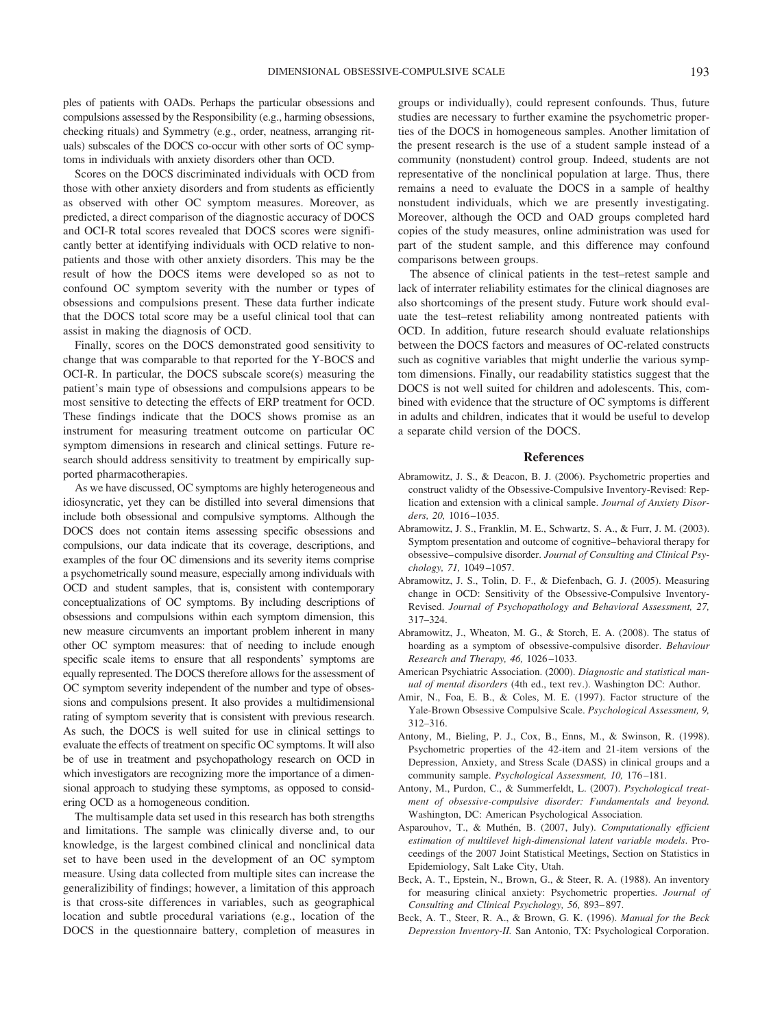ples of patients with OADs. Perhaps the particular obsessions and compulsions assessed by the Responsibility (e.g., harming obsessions, checking rituals) and Symmetry (e.g., order, neatness, arranging rituals) subscales of the DOCS co-occur with other sorts of OC symptoms in individuals with anxiety disorders other than OCD.

Scores on the DOCS discriminated individuals with OCD from those with other anxiety disorders and from students as efficiently as observed with other OC symptom measures. Moreover, as predicted, a direct comparison of the diagnostic accuracy of DOCS and OCI-R total scores revealed that DOCS scores were significantly better at identifying individuals with OCD relative to nonpatients and those with other anxiety disorders. This may be the result of how the DOCS items were developed so as not to confound OC symptom severity with the number or types of obsessions and compulsions present. These data further indicate that the DOCS total score may be a useful clinical tool that can assist in making the diagnosis of OCD.

Finally, scores on the DOCS demonstrated good sensitivity to change that was comparable to that reported for the Y-BOCS and OCI-R. In particular, the DOCS subscale score(s) measuring the patient's main type of obsessions and compulsions appears to be most sensitive to detecting the effects of ERP treatment for OCD. These findings indicate that the DOCS shows promise as an instrument for measuring treatment outcome on particular OC symptom dimensions in research and clinical settings. Future research should address sensitivity to treatment by empirically supported pharmacotherapies.

As we have discussed, OC symptoms are highly heterogeneous and idiosyncratic, yet they can be distilled into several dimensions that include both obsessional and compulsive symptoms. Although the DOCS does not contain items assessing specific obsessions and compulsions, our data indicate that its coverage, descriptions, and examples of the four OC dimensions and its severity items comprise a psychometrically sound measure, especially among individuals with OCD and student samples, that is, consistent with contemporary conceptualizations of OC symptoms. By including descriptions of obsessions and compulsions within each symptom dimension, this new measure circumvents an important problem inherent in many other OC symptom measures: that of needing to include enough specific scale items to ensure that all respondents' symptoms are equally represented. The DOCS therefore allows for the assessment of OC symptom severity independent of the number and type of obsessions and compulsions present. It also provides a multidimensional rating of symptom severity that is consistent with previous research. As such, the DOCS is well suited for use in clinical settings to evaluate the effects of treatment on specific OC symptoms. It will also be of use in treatment and psychopathology research on OCD in which investigators are recognizing more the importance of a dimensional approach to studying these symptoms, as opposed to considering OCD as a homogeneous condition.

The multisample data set used in this research has both strengths and limitations. The sample was clinically diverse and, to our knowledge, is the largest combined clinical and nonclinical data set to have been used in the development of an OC symptom measure. Using data collected from multiple sites can increase the generalizibility of findings; however, a limitation of this approach is that cross-site differences in variables, such as geographical location and subtle procedural variations (e.g., location of the DOCS in the questionnaire battery, completion of measures in groups or individually), could represent confounds. Thus, future studies are necessary to further examine the psychometric properties of the DOCS in homogeneous samples. Another limitation of the present research is the use of a student sample instead of a community (nonstudent) control group. Indeed, students are not representative of the nonclinical population at large. Thus, there remains a need to evaluate the DOCS in a sample of healthy nonstudent individuals, which we are presently investigating. Moreover, although the OCD and OAD groups completed hard copies of the study measures, online administration was used for part of the student sample, and this difference may confound comparisons between groups.

The absence of clinical patients in the test–retest sample and lack of interrater reliability estimates for the clinical diagnoses are also shortcomings of the present study. Future work should evaluate the test–retest reliability among nontreated patients with OCD. In addition, future research should evaluate relationships between the DOCS factors and measures of OC-related constructs such as cognitive variables that might underlie the various symptom dimensions. Finally, our readability statistics suggest that the DOCS is not well suited for children and adolescents. This, combined with evidence that the structure of OC symptoms is different in adults and children, indicates that it would be useful to develop a separate child version of the DOCS.

## References

Abramowitz, J. S., & Deacon, B. J. (2006). Psychometric properties and construct validty of the Obsessive-Compulsive Inventory-Revised: Replication and extension with a clinical sample. *Journal of Anxiety Disorders, 20,* 1016–1035.

Abramowitz, J. S., Franklin, M. E., Schwartz, S. A., & Furr, J. M. (2003). Symptom presentation and outcome of cognitive–behavioral therapy for obsessive–compulsive disorder. *Journal of Consulting and Clinical Psychology, 71,* 1049–1057.

Abramowitz, J. S., Tolin, D. F., & Diefenbach, G. J. (2005). Measuring change in OCD: Sensitivity of the Obsessive-Compulsive Inventory-Revised. *Journal of Psychopathology and Behavioral Assessment, 27,* 317–324.

Abramowitz, J., Wheaton, M. G., & Storch, E. A. (2008). The status of hoarding as a symptom of obsessive-compulsive disorder. *Behaviour Research and Therapy, 46,* 1026–1033.

American Psychiatric Association. (2000). *Diagnostic and statistical manual of mental disorders* (4th ed., text rev.). Washington DC: Author.

Amir, N., Foa, E. B., & Coles, M. E. (1997). Factor structure of the Yale-Brown Obsessive Compulsive Scale. *Psychological Assessment, 9,* 312–316.

Antony, M., Bieling, P. J., Cox, B., Enns, M., & Swinson, R. (1998). Psychometric properties of the 42-item and 21-item versions of the Depression, Anxiety, and Stress Scale (DASS) in clinical groups and a community sample. *Psychological Assessment, 10,* 176–181.

Antony, M., Purdon, C., & Summerfeldt, L. (2007). *Psychological treatment of obsessive-compulsive disorder: Fundamentals and beyond.* Washington, DC: American Psychological Association.

Asparouhov, T., & Muthén, B. (2007, July). *Computationally efficient estimation of multilevel high-dimensional latent variable models*. Proceedings of the 2007 Joint Statistical Meetings, Section on Statistics in Epidemiology, Salt Lake City, Utah.

Beck, A. T., Epstein, N., Brown, G., & Steer, R. A. (1988). An inventory for measuring clinical anxiety: Psychometric properties. *Journal of Consulting and Clinical Psychology, 56,* 893–897.

Beck, A. T., Steer, R. A., & Brown, G. K. (1996). *Manual for the Beck Depression Inventory-II.* San Antonio, TX: Psychological Corporation.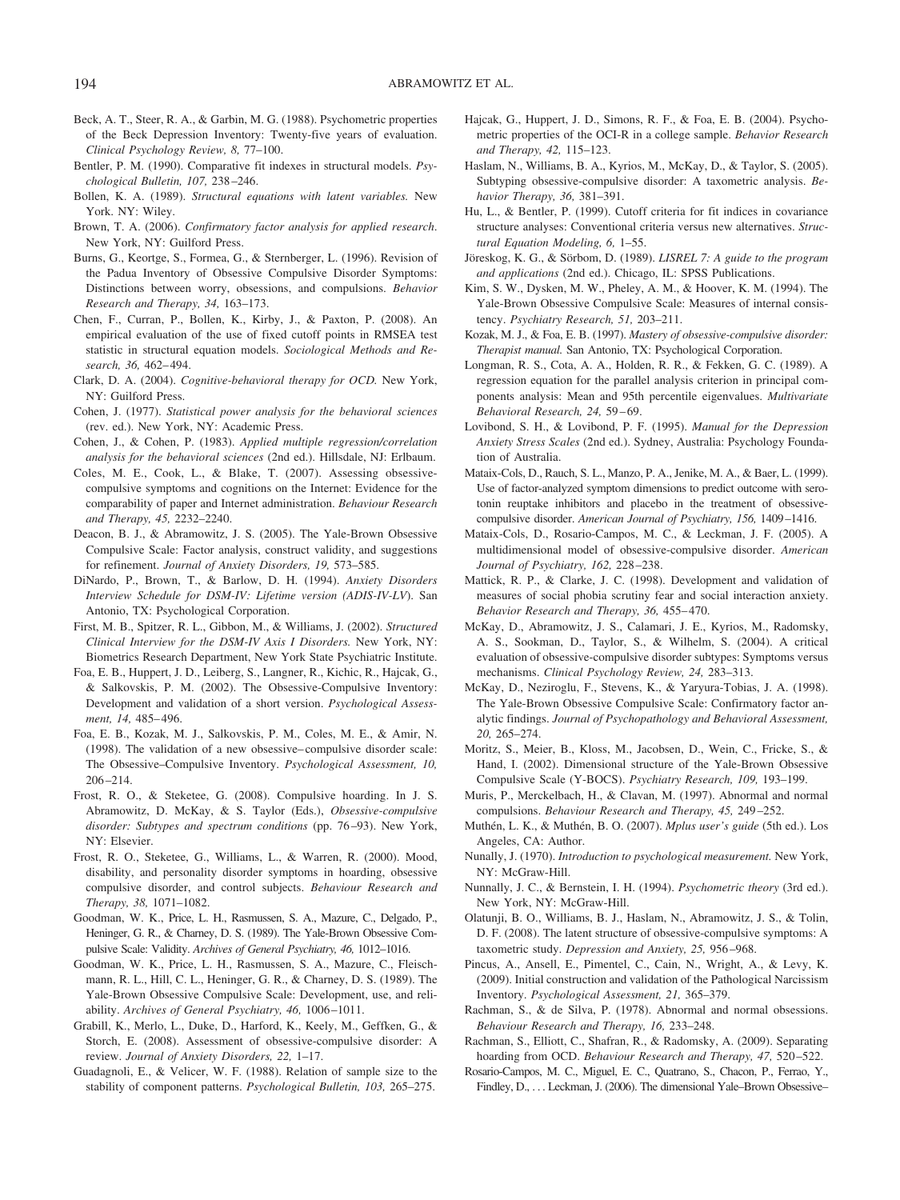Beck, A. T., Steer, R. A., & Garbin, M. G. (1988). Psychometric properties of the Beck Depression Inventory: Twenty-five years of evaluation. *Clinical Psychology Review, 8,* 77–100.

Bentler, P. M. (1990). Comparative fit indexes in structural models. *Psychological Bulletin, 107,* 238–246.

Bollen, K. A. (1989). *Structural equations with latent variables.* New York. NY: Wiley.

Brown, T. A. (2006). *Confirmatory factor analysis for applied research*. New York, NY: Guilford Press.

Burns, G., Keortge, S., Formea, G., & Sternberger, L. (1996). Revision of the Padua Inventory of Obsessive Compulsive Disorder Symptoms: Distinctions between worry, obsessions, and compulsions. *Behavior Research and Therapy, 34,* 163–173.

Chen, F., Curran, P., Bollen, K., Kirby, J., & Paxton, P. (2008). An empirical evaluation of the use of fixed cutoff points in RMSEA test statistic in structural equation models. *Sociological Methods and Research, 36,* 462–494.

Clark, D. A. (2004). *Cognitive-behavioral therapy for OCD.* New York, NY: Guilford Press.

Cohen, J. (1977). *Statistical power analysis for the behavioral sciences* (rev. ed.). New York, NY: Academic Press.

Cohen, J., & Cohen, P. (1983). *Applied multiple regression/correlation analysis for the behavioral sciences* (2nd ed.). Hillsdale, NJ: Erlbaum.

Coles, M. E., Cook, L., & Blake, T. (2007). Assessing obsessive-compulsive symptoms and cognitions on the Internet: Evidence for the comparability of paper and Internet administration. *Behaviour Research and Therapy, 45,* 2232–2240.

Deacon, B. J., & Abramowitz, J. S. (2005). The Yale-Brown Obsessive Compulsive Scale: Factor analysis, construct validity, and suggestions for refinement. *Journal of Anxiety Disorders, 19,* 573–585.

DiNardo, P., Brown, T., & Barlow, D. H. (1994). *Anxiety Disorders Interview Schedule for DSM-IV: Lifetime version (ADIS-IV-LV)*. San Antonio, TX: Psychological Corporation.

First, M. B., Spitzer, R. L., Gibbon, M., & Williams, J. (2002). *Structured Clinical Interview for the DSM-IV Axis I Disorders.* New York, NY: Biometrics Research Department, New York State Psychiatric Institute.

Foa, E. B., Huppert, J. D., Leiberg, S., Langner, R., Kichic, R., Hajcak, G., & Salkovskis, P. M. (2002). The Obsessive-Compulsive Inventory: Development and validation of a short version. *Psychological Assessment, 14,* 485–496.

Foa, E. B., Kozak, M. J., Salkovskis, P. M., Coles, M. E., & Amir, N. (1998). The validation of a new obsessive–compulsive disorder scale: The Obsessive–Compulsive Inventory. *Psychological Assessment, 10,* 206–214.

Frost, R. O., & Steketee, G. (2008). Compulsive hoarding. In J. S. Abramowitz, D. McKay, & S. Taylor (Eds.), *Obsessive-compulsive disorder: Subtypes and spectrum conditions* (pp. 76–93). New York, NY: Elsevier.

Frost, R. O., Steketee, G., Williams, L., & Warren, R. (2000). Mood, disability, and personality disorder symptoms in hoarding, obsessive compulsive disorder, and control subjects. *Behaviour Research and Therapy, 38,* 1071–1082.

Goodman, W. K., Price, L. H., Rasmussen, S. A., Mazure, C., Delgado, P., Heninger, G. R., & Charney, D. S. (1989). The Yale-Brown Obsessive Compulsive Scale: Validity. *Archives of General Psychiatry, 46,* 1012–1016.

Goodman, W. K., Price, L. H., Rasmussen, S. A., Mazure, C., Fleischmann, R. L., Hill, C. L., Heninger, G. R., & Charney, D. S. (1989). The Yale-Brown Obsessive Compulsive Scale: Development, use, and reliability. *Archives of General Psychiatry, 46,* 1006–1011.

Grabill, K., Merlo, L., Duke, D., Harford, K., Keely, M., Geffken, G., & Storch, E. (2008). Assessment of obsessive-compulsive disorder: A review. *Journal of Anxiety Disorders, 22,* 1–17.

Guadagnoli, E., & Velicer, W. F. (1988). Relation of sample size to the stability of component patterns. *Psychological Bulletin, 103,* 265–275.

Hajcak, G., Huppert, J. D., Simons, R. F., & Foa, E. B. (2004). Psychometric properties of the OCI-R in a college sample. *Behavior Research and Therapy, 42,* 115–123.

Haslam, N., Williams, B. A., Kyrios, M., McKay, D., & Taylor, S. (2005). Subtyping obsessive-compulsive disorder: A taxometric analysis. *Behavior Therapy, 36,* 381–391.

Hu, L., & Bentler, P. (1999). Cutoff criteria for fit indices in covariance structure analyses: Conventional criteria versus new alternatives. *Structural Equation Modeling, 6,* 1–55.

Jöreskog, K. G., & Sörbom, D. (1989). *LISREL 7: A guide to the program and applications* (2nd ed.). Chicago, IL: SPSS Publications.

Kim, S. W., Dysken, M. W., Pheley, A. M., & Hoover, K. M. (1994). The Yale-Brown Obsessive Compulsive Scale: Measures of internal consistency. *Psychiatry Research, 51,* 203–211.

Kozak, M. J., & Foa, E. B. (1997). *Mastery of obsessive-compulsive disorder: Therapist manual.* San Antonio, TX: Psychological Corporation.

Longman, R. S., Cota, A. A., Holden, R. R., & Fekken, G. C. (1989). A regression equation for the parallel analysis criterion in principal components analysis: Mean and 95th percentile eigenvalues. *Multivariate Behavioral Research, 24,* 59–69.

Lovibond, S. H., & Lovibond, P. F. (1995). *Manual for the Depression Anxiety Stress Scales* (2nd ed.). Sydney, Australia: Psychology Foundation of Australia.

Mataix-Cols, D., Rauch, S. L., Manzo, P. A., Jenike, M. A., & Baer, L. (1999). Use of factor-analyzed symptom dimensions to predict outcome with serotonin reuptake inhibitors and placebo in the treatment of obsessive-compulsive disorder. *American Journal of Psychiatry, 156,* 1409–1416.

Mataix-Cols, D., Rosario-Campos, M. C., & Leckman, J. F. (2005). A multidimensional model of obsessive-compulsive disorder. *American Journal of Psychiatry, 162,* 228–238.

Mattick, R. P., & Clarke, J. C. (1998). Development and validation of measures of social phobia scrutiny fear and social interaction anxiety. *Behavior Research and Therapy, 36,* 455–470.

McKay, D., Abramowitz, J. S., Calamari, J. E., Kyrios, M., Radomsky, A. S., Sookman, D., Taylor, S., & Wilhelm, S. (2004). A critical evaluation of obsessive-compulsive disorder subtypes: Symptoms versus mechanisms. *Clinical Psychology Review, 24,* 283–313.

McKay, D., Neziroglu, F., Stevens, K., & Yaryura-Tobias, J. A. (1998). The Yale-Brown Obsessive Compulsive Scale: Confirmatory factor analytic findings. *Journal of Psychopathology and Behavioral Assessment, 20,* 265–274.

Moritz, S., Meier, B., Kloss, M., Jacobsen, D., Wein, C., Fricke, S., & Hand, I. (2002). Dimensional structure of the Yale-Brown Obsessive Compulsive Scale (Y-BOCS). *Psychiatry Research, 109,* 193–199.

Muris, P., Merckelbach, H., & Clavan, M. (1997). Abnormal and normal compulsions. *Behaviour Research and Therapy, 45,* 249–252.

Muthén, L. K., & Muthén, B. O. (2007). *Mplus user's guide* (5th ed.). Los Angeles, CA: Author.

Nunally, J. (1970). *Introduction to psychological measurement.* New York, NY: McGraw-Hill.

Nunnally, J. C., & Bernstein, I. H. (1994). *Psychometric theory* (3rd ed.). New York, NY: McGraw-Hill.

Olatunji, B. O., Williams, B. J., Haslam, N., Abramowitz, J. S., & Tolin, D. F. (2008). The latent structure of obsessive-compulsive symptoms: A taxometric study. *Depression and Anxiety, 25,* 956–968.

Pincus, A., Ansell, E., Pimentel, C., Cain, N., Wright, A., & Levy, K. (2009). Initial construction and validation of the Pathological Narcissism Inventory. *Psychological Assessment, 21,* 365–379.

Rachman, S., & de Silva, P. (1978). Abnormal and normal obsessions. *Behaviour Research and Therapy, 16,* 233–248.

Rachman, S., Elliott, C., Shafran, R., & Radomsky, A. (2009). Separating hoarding from OCD. *Behaviour Research and Therapy, 47,* 520–522.

Rosario-Campos, M. C., Miguel, E. C., Quatrano, S., Chacon, P., Ferrao, Y., Findley, D., . . . Leckman, J. (2006). The dimensional Yale–Brown Obsessive–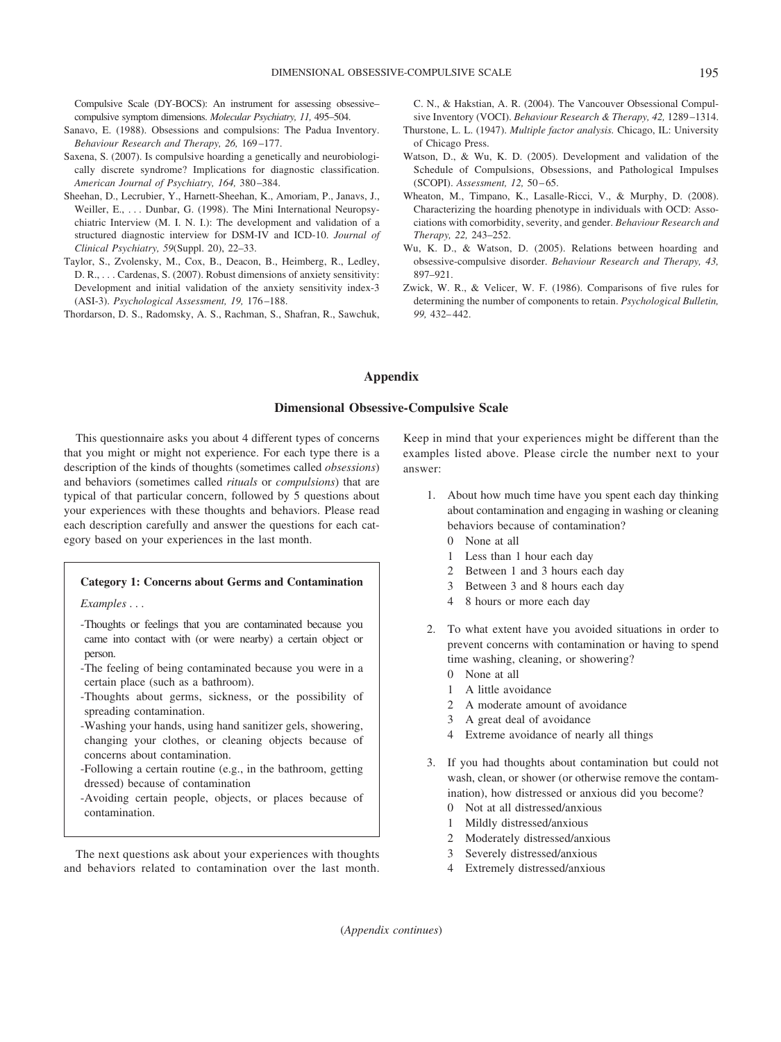Compulsive Scale (DY-BOCS): An instrument for assessing obsessive–compulsive symptom dimensions. *Molecular Psychiatry, 11,* 495–504.

Sanavo, E. (1988). Obsessions and compulsions: The Padua Inventory. *Behaviour Research and Therapy, 26,* 169–177.

Saxena, S. (2007). Is compulsive hoarding a genetically and neurobiologically discrete syndrome? Implications for diagnostic classification. *American Journal of Psychiatry, 164,* 380–384.

Sheehan, D., Lecrubier, Y., Harnett-Sheehan, K., Amoriam, P., Janavs, J., Weiller, E., . . . Dunbar, G. (1998). The Mini International Neuropsychiatric Interview (M. I. N. I.): The development and validation of a structured diagnostic interview for DSM-IV and ICD-10. *Journal of Clinical Psychiatry, 59*(Suppl. 20), 22–33.

Taylor, S., Zvolensky, M., Cox, B., Deacon, B., Heimberg, R., Ledley, D. R., . . . Cardenas, S. (2007). Robust dimensions of anxiety sensitivity: Development and initial validation of the anxiety sensitivity index-3 (ASI-3). *Psychological Assessment, 19,* 176–188.

Thordarson, D. S., Radomsky, A. S., Rachman, S., Shafran, R., Sawchuk, C. N., & Hakstian, A. R. (2004). The Vancouver Obsessional Compulsive Inventory (VOCI). *Behaviour Research & Therapy, 42,* 1289–1314.

Thurstone, L. L. (1947). *Multiple factor analysis.* Chicago, IL: University of Chicago Press.

Watson, D., & Wu, K. D. (2005). Development and validation of the Schedule of Compulsions, Obsessions, and Pathological Impulses (SCOPI). *Assessment, 12,* 50–65.

Wheaton, M., Timpano, K., Lasalle-Ricci, V., & Murphy, D. (2008). Characterizing the hoarding phenotype in individuals with OCD: Associations with comorbidity, severity, and gender. *Behaviour Research and Therapy, 22,* 243–252.

Wu, K. D., & Watson, D. (2005). Relations between hoarding and obsessive-compulsive disorder. *Behaviour Research and Therapy, 43,* 897–921.

Zwick, W. R., & Velicer, W. F. (1986). Comparisons of five rules for determining the number of components to retain. *Psychological Bulletin, 99,* 432–442.

## Appendix

### Dimensional Obsessive-Compulsive Scale

This questionnaire asks you about 4 different types of concerns that you might or might not experience. For each type there is a description of the kinds of thoughts (sometimes called *obsessions*) and behaviors (sometimes called *rituals* or *compulsions*) that are typical of that particular concern, followed by 5 questions about your experiences with these thoughts and behaviors. Please read each description carefully and answer the questions for each category based on your experiences in the last month.

**Category 1: Concerns about Germs and Contamination**

*Examples . . .*

- Thoughts or feelings that you are contaminated because you came into contact with (or were nearby) a certain object or person.
- The feeling of being contaminated because you were in a certain place (such as a bathroom).
- Thoughts about germs, sickness, or the possibility of spreading contamination.
- Washing your hands, using hand sanitizer gels, showering, changing your clothes, or cleaning objects because of concerns about contamination.
- Following a certain routine (e.g., in the bathroom, getting dressed) because of contamination
- Avoiding certain people, objects, or places because of contamination.

The next questions ask about your experiences with thoughts and behaviors related to contamination over the last month. Keep in mind that your experiences might be different than the examples listed above. Please circle the number next to your answer:

1. About how much time have you spent each day thinking about contamination and engaging in washing or cleaning behaviors because of contamination?
   - 0 None at all
   - 1 Less than 1 hour each day
   - 2 Between 1 and 3 hours each day
   - 3 Between 3 and 8 hours each day
   - 4 8 hours or more each day

2. To what extent have you avoided situations in order to prevent concerns with contamination or having to spend time washing, cleaning, or showering?
   - 0 None at all
   - 1 A little avoidance
   - 2 A moderate amount of avoidance
   - 3 A great deal of avoidance
   - 4 Extreme avoidance of nearly all things

3. If you had thoughts about contamination but could not wash, clean, or shower (or otherwise remove the contamination), how distressed or anxious did you become?
   - 0 Not at all distressed/anxious
   - 1 Mildly distressed/anxious
   - 2 Moderately distressed/anxious
   - 3 Severely distressed/anxious
   - 4 Extremely distressed/anxious

(*Appendix continues*)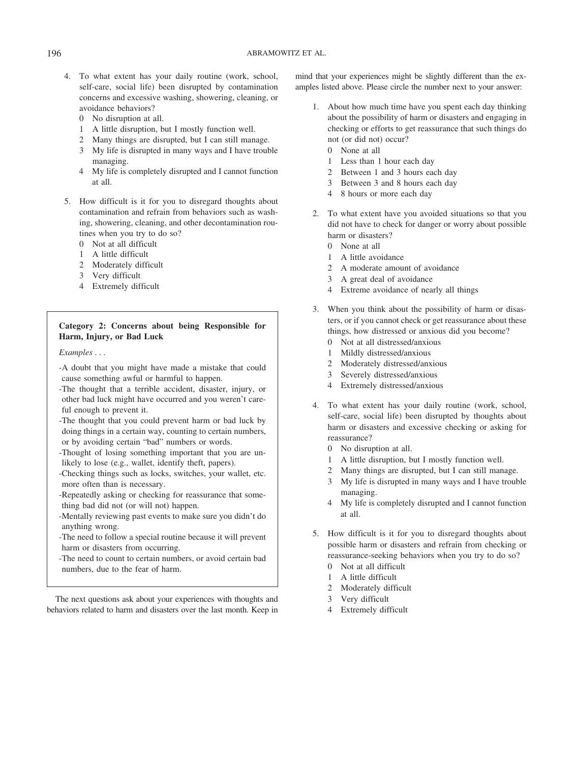4. To what extent has your daily routine (work, school, self-care, social life) been disrupted by contamination concerns and excessive washing, showering, cleaning, or avoidance behaviors?
   0 No disruption at all.
   1 A little disruption, but I mostly function well.
   2 Many things are disrupted, but I can still manage.
   3 My life is disrupted in many ways and I have trouble managing.
   4 My life is completely disrupted and I cannot function at all.

5. How difficult is it for you to disregard thoughts about contamination and refrain from behaviors such as washing, showering, cleaning, and other decontamination routines when you try to do so?
   0 Not at all difficult
   1 A little difficult
   2 Moderately difficult
   3 Very difficult
   4 Extremely difficult

**Category 2: Concerns about being Responsible for Harm, Injury, or Bad Luck**

*Examples . . .*

-A doubt that you might have made a mistake that could cause something awful or harmful to happen.
-The thought that a terrible accident, disaster, injury, or other bad luck might have occurred and you weren't careful enough to prevent it.
-The thought that you could prevent harm or bad luck by doing things in a certain way, counting to certain numbers, or by avoiding certain "bad" numbers or words.
-Thought of losing something important that you are unlikely to lose (e.g., wallet, identify theft, papers).
-Checking things such as locks, switches, your wallet, etc. more often than is necessary.
-Repeatedly asking or checking for reassurance that something bad did not (or will not) happen.
-Mentally reviewing past events to make sure you didn't do anything wrong.
-The need to follow a special routine because it will prevent harm or disasters from occurring.
-The need to count to certain numbers, or avoid certain bad numbers, due to the fear of harm.

The next questions ask about your experiences with thoughts and behaviors related to harm and disasters over the last month. Keep in mind that your experiences might be slightly different than the examples listed above. Please circle the number next to your answer:

1. About how much time have you spent each day thinking about the possibility of harm or disasters and engaging in checking or efforts to get reassurance that such things do not (or did not) occur?
   0 None at all
   1 Less than 1 hour each day
   2 Between 1 and 3 hours each day
   3 Between 3 and 8 hours each day
   4 8 hours or more each day

2. To what extent have you avoided situations so that you did not have to check for danger or worry about possible harm or disasters?
   0 None at all
   1 A little avoidance
   2 A moderate amount of avoidance
   3 A great deal of avoidance
   4 Extreme avoidance of nearly all things

3. When you think about the possibility of harm or disasters, or if you cannot check or get reassurance about these things, how distressed or anxious did you become?
   0 Not at all distressed/anxious
   1 Mildly distressed/anxious
   2 Moderately distressed/anxious
   3 Severely distressed/anxious
   4 Extremely distressed/anxious

4. To what extent has your daily routine (work, school, self-care, social life) been disrupted by thoughts about harm or disasters and excessive checking or asking for reassurance?
   0 No disruption at all.
   1 A little disruption, but I mostly function well.
   2 Many things are disrupted, but I can still manage.
   3 My life is disrupted in many ways and I have trouble managing.
   4 My life is completely disrupted and I cannot function at all.

5. How difficult is it for you to disregard thoughts about possible harm or disasters and refrain from checking or reassurance-seeking behaviors when you try to do so?
   0 Not at all difficult
   1 A little difficult
   2 Moderately difficult
   3 Very difficult
   4 Extremely difficult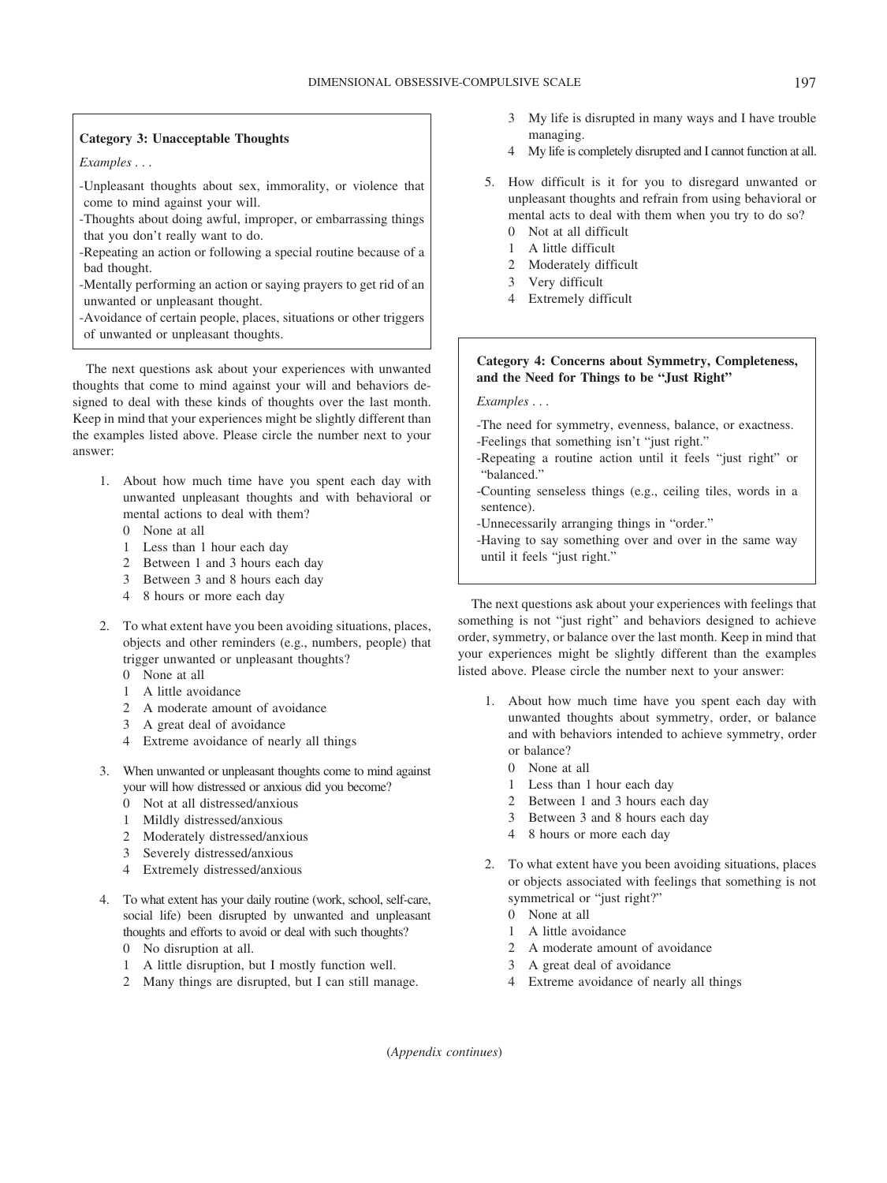**Category 3: Unacceptable Thoughts**

*Examples . . .*

-Unpleasant thoughts about sex, immorality, or violence that come to mind against your will.
-Thoughts about doing awful, improper, or embarrassing things that you don't really want to do.
-Repeating an action or following a special routine because of a bad thought.
-Mentally performing an action or saying prayers to get rid of an unwanted or unpleasant thought.
-Avoidance of certain people, places, situations or other triggers of unwanted or unpleasant thoughts.

The next questions ask about your experiences with unwanted thoughts that come to mind against your will and behaviors designed to deal with these kinds of thoughts over the last month. Keep in mind that your experiences might be slightly different than the examples listed above. Please circle the number next to your answer:

1. About how much time have you spent each day with unwanted unpleasant thoughts and with behavioral or mental actions to deal with them?
   - 0 None at all
   - 1 Less than 1 hour each day
   - 2 Between 1 and 3 hours each day
   - 3 Between 3 and 8 hours each day
   - 4 8 hours or more each day

2. To what extent have you been avoiding situations, places, objects and other reminders (e.g., numbers, people) that trigger unwanted or unpleasant thoughts?
   - 0 None at all
   - 1 A little avoidance
   - 2 A moderate amount of avoidance
   - 3 A great deal of avoidance
   - 4 Extreme avoidance of nearly all things

3. When unwanted or unpleasant thoughts come to mind against your will how distressed or anxious did you become?
   - 0 Not at all distressed/anxious
   - 1 Mildly distressed/anxious
   - 2 Moderately distressed/anxious
   - 3 Severely distressed/anxious
   - 4 Extremely distressed/anxious

4. To what extent has your daily routine (work, school, self-care, social life) been disrupted by unwanted and unpleasant thoughts and efforts to avoid or deal with such thoughts?
   - 0 No disruption at all.
   - 1 A little disruption, but I mostly function well.
   - 2 Many things are disrupted, but I can still manage.
   - 3 My life is disrupted in many ways and I have trouble managing.
   - 4 My life is completely disrupted and I cannot function at all.

5. How difficult is it for you to disregard unwanted or unpleasant thoughts and refrain from using behavioral or mental acts to deal with them when you try to do so?
   - 0 Not at all difficult
   - 1 A little difficult
   - 2 Moderately difficult
   - 3 Very difficult
   - 4 Extremely difficult

**Category 4: Concerns about Symmetry, Completeness, and the Need for Things to be "Just Right"**

*Examples . . .*

-The need for symmetry, evenness, balance, or exactness.
-Feelings that something isn't "just right."
-Repeating a routine action until it feels "just right" or "balanced."
-Counting senseless things (e.g., ceiling tiles, words in a sentence).
-Unnecessarily arranging things in "order."
-Having to say something over and over in the same way until it feels "just right."

The next questions ask about your experiences with feelings that something is not "just right" and behaviors designed to achieve order, symmetry, or balance over the last month. Keep in mind that your experiences might be slightly different than the examples listed above. Please circle the number next to your answer:

1. About how much time have you spent each day with unwanted thoughts about symmetry, order, or balance and with behaviors intended to achieve symmetry, order or balance?
   - 0 None at all
   - 1 Less than 1 hour each day
   - 2 Between 1 and 3 hours each day
   - 3 Between 3 and 8 hours each day
   - 4 8 hours or more each day

2. To what extent have you been avoiding situations, places or objects associated with feelings that something is not symmetrical or "just right?"
   - 0 None at all
   - 1 A little avoidance
   - 2 A moderate amount of avoidance
   - 3 A great deal of avoidance
   - 4 Extreme avoidance of nearly all things

(*Appendix continues*)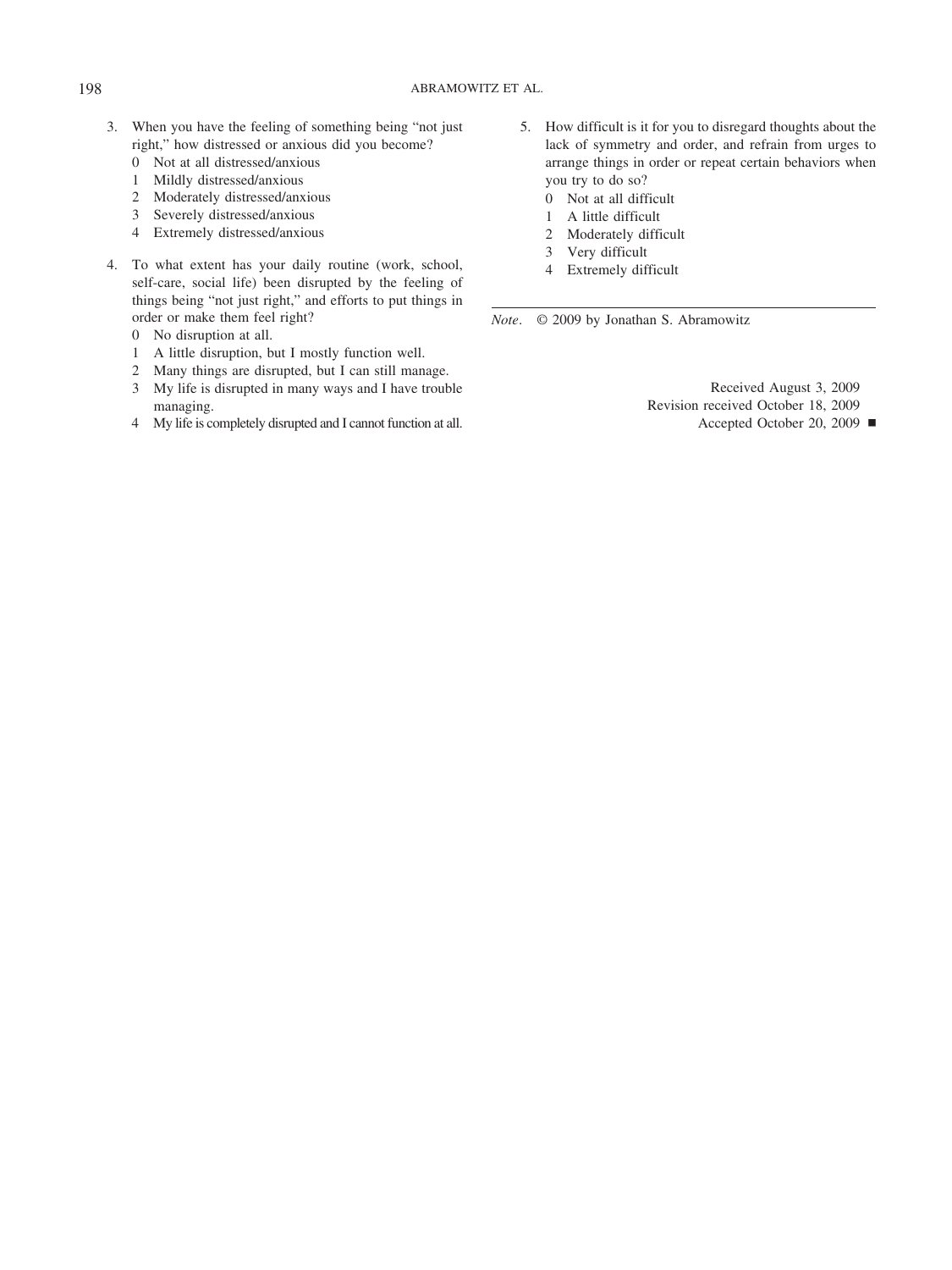3. When you have the feeling of something being “not just right,” how distressed or anxious did you become?
   - 0 Not at all distressed/anxious
   - 1 Mildly distressed/anxious
   - 2 Moderately distressed/anxious
   - 3 Severely distressed/anxious
   - 4 Extremely distressed/anxious

4. To what extent has your daily routine (work, school, self-care, social life) been disrupted by the feeling of things being “not just right,” and efforts to put things in order or make them feel right?
   - 0 No disruption at all.
   - 1 A little disruption, but I mostly function well.
   - 2 Many things are disrupted, but I can still manage.
   - 3 My life is disrupted in many ways and I have trouble managing.
   - 4 My life is completely disrupted and I cannot function at all.

5. How difficult is it for you to disregard thoughts about the lack of symmetry and order, and refrain from urges to arrange things in order or repeat certain behaviors when you try to do so?
   - 0 Not at all difficult
   - 1 A little difficult
   - 2 Moderately difficult
   - 3 Very difficult
   - 4 Extremely difficult

*Note*. © 2009 by Jonathan S. Abramowitz

Received August 3, 2009
Revision received October 18, 2009
Accepted October 20, 2009 ■